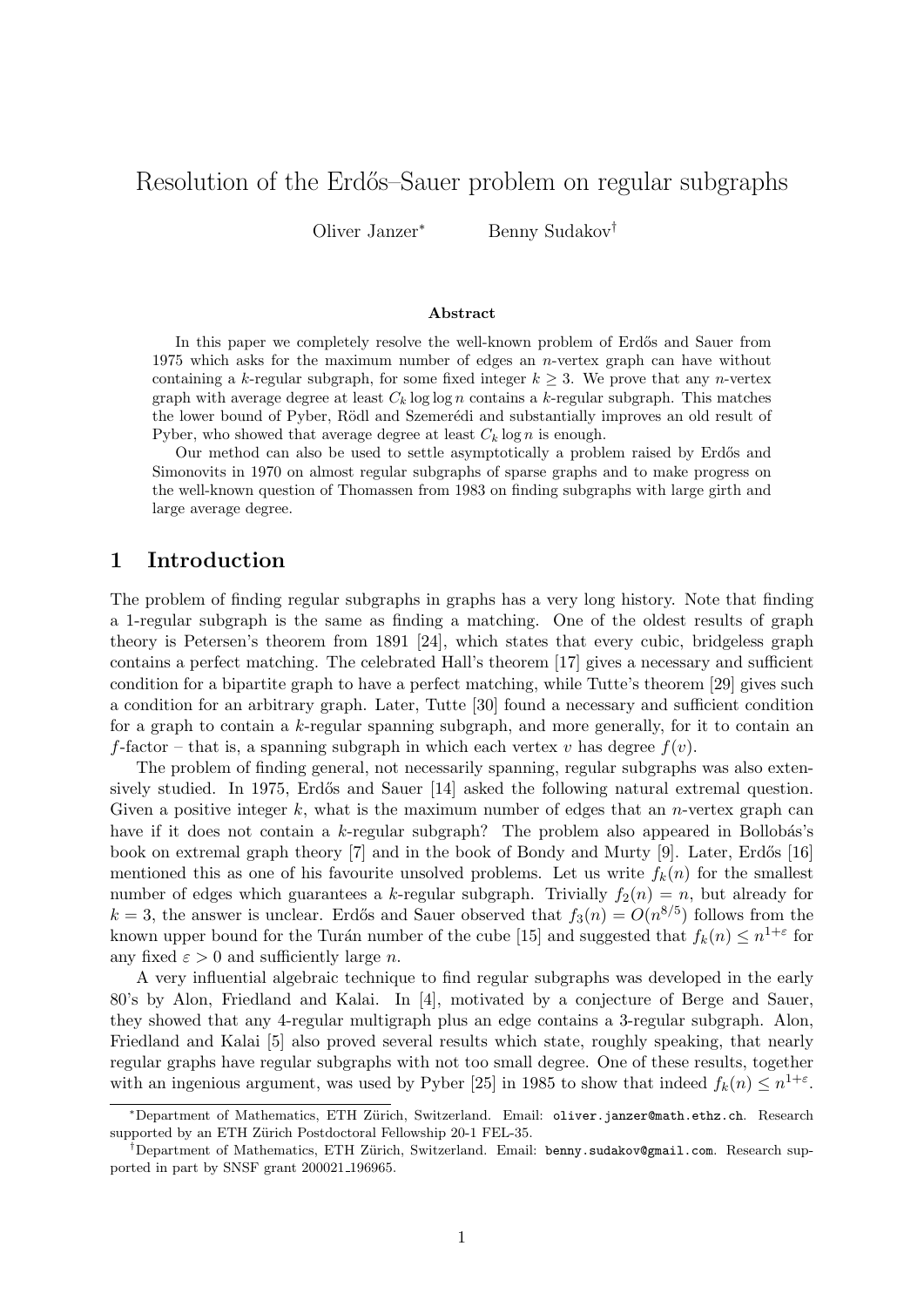# Resolution of the Erdős–Sauer problem on regular subgraphs

Oliver Janzer* Benny Sudakov†

### Abstract

In this paper we completely resolve the well-known problem of Erdős and Sauer from 1975 which asks for the maximum number of edges an $n$-vertex graph can have without containing a $k$-regular subgraph, for some fixed integer $k \geq 3$. We prove that any $n$-vertex graph with average degree at least $C_k \log \log n$ contains a $k$-regular subgraph. This matches the lower bound of Pyber, Rödl and Szemerédi and substantially improves an old result of Pyber, who showed that average degree at least $C_k \log n$ is enough.

Our method can also be used to settle asymptotically a problem raised by Erdős and Simonovits in 1970 on almost regular subgraphs of sparse graphs and to make progress on the well-known question of Thomassen from 1983 on finding subgraphs with large girth and large average degree.

## 1 Introduction

The problem of finding regular subgraphs in graphs has a very long history. Note that finding a 1-regular subgraph is the same as finding a matching. One of the oldest results of graph theory is Petersen's theorem from 1891 [24], which states that every cubic, bridgeless graph contains a perfect matching. The celebrated Hall's theorem [17] gives a necessary and sufficient condition for a bipartite graph to have a perfect matching, while Tutte's theorem [29] gives such a condition for an arbitrary graph. Later, Tutte [30] found a necessary and sufficient condition for a graph to contain a $k$-regular spanning subgraph, and more generally, for it to contain an $f$-factor – that is, a spanning subgraph in which each vertex $v$ has degree $f(v)$.

The problem of finding general, not necessarily spanning, regular subgraphs was also extensively studied. In 1975, Erdős and Sauer [14] asked the following natural extremal question. Given a positive integer $k$, what is the maximum number of edges that an $n$-vertex graph can have if it does not contain a $k$-regular subgraph? The problem also appeared in Bollobás's book on extremal graph theory [7] and in the book of Bondy and Murty [9]. Later, Erdős [16] mentioned this as one of his favourite unsolved problems. Let us write $f_k(n)$ for the smallest number of edges which guarantees a $k$-regular subgraph. Trivially $f_2(n) = n$, but already for $k = 3$, the answer is unclear. Erdős and Sauer observed that $f_3(n) = O(n^{8/5})$ follows from the known upper bound for the Turán number of the cube [15] and suggested that $f_k(n) \leq n^{1+\varepsilon}$ for any fixed $\varepsilon > 0$ and sufficiently large $n$.

A very influential algebraic technique to find regular subgraphs was developed in the early 80's by Alon, Friedland and Kalai. In [4], motivated by a conjecture of Berge and Sauer, they showed that any 4-regular multigraph plus an edge contains a 3-regular subgraph. Alon, Friedland and Kalai [5] also proved several results which state, roughly speaking, that nearly regular graphs have regular subgraphs with not too small degree. One of these results, together with an ingenious argument, was used by Pyber [25] in 1985 to show that indeed $f_k(n) \leq n^{1+\varepsilon}$.

*Department of Mathematics, ETH Zürich, Switzerland. Email: oliver.janzer@math.ethz.ch. Research supported by an ETH Zürich Postdoctoral Fellowship 20-1 FEL-35.

†Department of Mathematics, ETH Zürich, Switzerland. Email: benny.sudakov@gmail.com. Research supported in part by SNSF grant 200021_196965.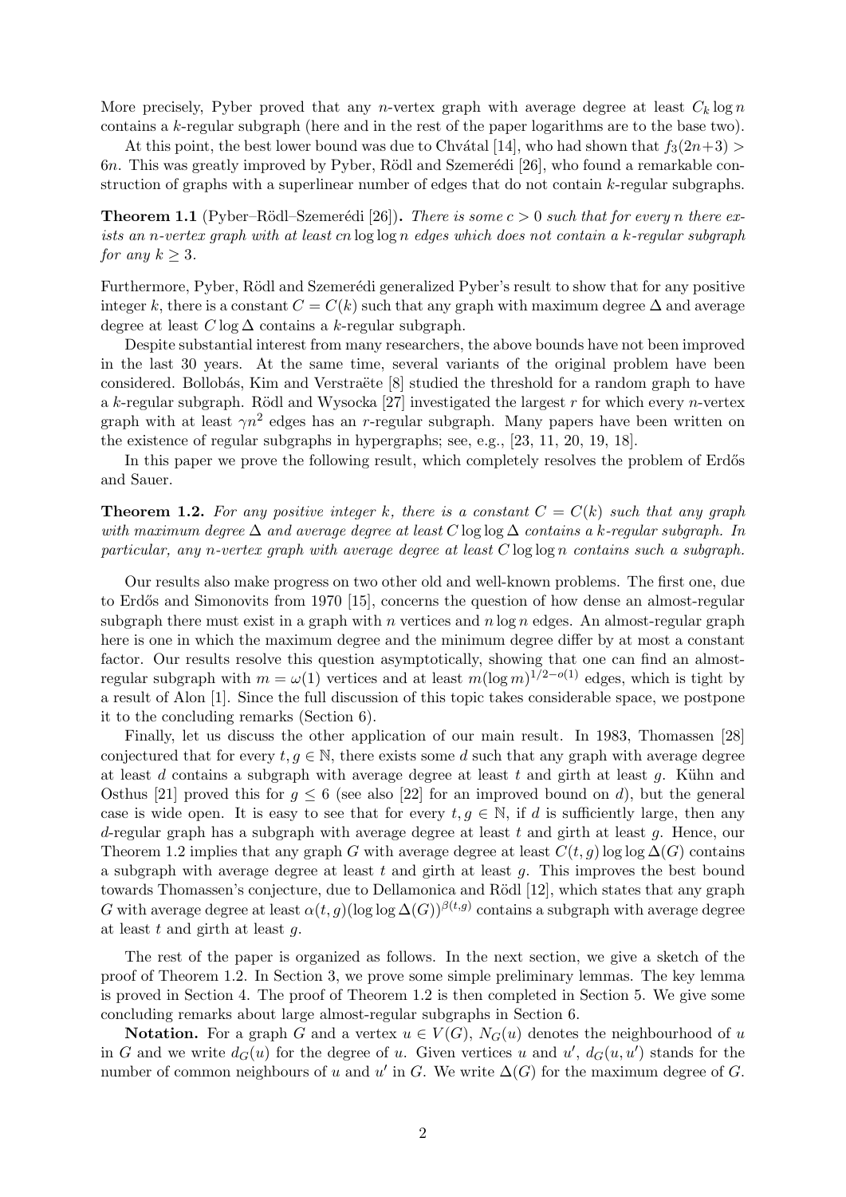More precisely, Pyber proved that any $n$-vertex graph with average degree at least $C_k \log n$ contains a $k$-regular subgraph (here and in the rest of the paper logarithms are to the base two).

At this point, the best lower bound was due to Chvátal [14], who had shown that $f_3(2n+3) > 6n$. This was greatly improved by Pyber, Rödl and Szemerédi [26], who found a remarkable construction of graphs with a superlinear number of edges that do not contain $k$-regular subgraphs.

**Theorem 1.1** (Pyber–Rödl–Szemerédi [26]). *There is some $c > 0$ such that for every $n$ there exists an $n$-vertex graph with at least $cn \log \log n$ edges which does not contain a $k$-regular subgraph for any $k \geq 3$.*

Furthermore, Pyber, Rödl and Szemerédi generalized Pyber's result to show that for any positive integer $k$, there is a constant $C = C(k)$ such that any graph with maximum degree $\Delta$ and average degree at least $C \log \Delta$ contains a $k$-regular subgraph.

Despite substantial interest from many researchers, the above bounds have not been improved in the last 30 years. At the same time, several variants of the original problem have been considered. Bollobás, Kim and Verstraëte [8] studied the threshold for a random graph to have a $k$-regular subgraph. Rödl and Wysocka [27] investigated the largest $r$ for which every $n$-vertex graph with at least $\gamma n^2$ edges has an $r$-regular subgraph. Many papers have been written on the existence of regular subgraphs in hypergraphs; see, e.g., [23, 11, 20, 19, 18].

In this paper we prove the following result, which completely resolves the problem of Erdős and Sauer.

**Theorem 1.2.** *For any positive integer $k$, there is a constant $C = C(k)$ such that any graph with maximum degree $\Delta$ and average degree at least $C \log \log \Delta$ contains a $k$-regular subgraph. In particular, any $n$-vertex graph with average degree at least $C \log \log n$ contains such a subgraph.*

Our results also make progress on two other old and well-known problems. The first one, due to Erdős and Simonovits from 1970 [15], concerns the question of how dense an almost-regular subgraph there must exist in a graph with $n$ vertices and $n \log n$ edges. An almost-regular graph here is one in which the maximum degree and the minimum degree differ by at most a constant factor. Our results resolve this question asymptotically, showing that one can find an almost-regular subgraph with $m = \omega(1)$ vertices and at least $m(\log m)^{1/2 - o(1)}$ edges, which is tight by a result of Alon [1]. Since the full discussion of this topic takes considerable space, we postpone it to the concluding remarks (Section 6).

Finally, let us discuss the other application of our main result. In 1983, Thomassen [28] conjectured that for every $t, g \in \mathbb{N}$, there exists some $d$ such that any graph with average degree at least $d$ contains a subgraph with average degree at least $t$ and girth at least $g$. Kühn and Osthus [21] proved this for $g \leq 6$ (see also [22] for an improved bound on $d$), but the general case is wide open. It is easy to see that for every $t, g \in \mathbb{N}$, if $d$ is sufficiently large, then any $d$-regular graph has a subgraph with average degree at least $t$ and girth at least $g$. Hence, our Theorem 1.2 implies that any graph $G$ with average degree at least $C(t, g) \log \log \Delta(G)$ contains a subgraph with average degree at least $t$ and girth at least $g$. This improves the best bound towards Thomassen's conjecture, due to Dellamonica and Rödl [12], which states that any graph $G$ with average degree at least $\alpha(t, g)(\log \log \Delta(G))^{\beta(t,g)}$ contains a subgraph with average degree at least $t$ and girth at least $g$.

The rest of the paper is organized as follows. In the next section, we give a sketch of the proof of Theorem 1.2. In Section 3, we prove some simple preliminary lemmas. The key lemma is proved in Section 4. The proof of Theorem 1.2 is then completed in Section 5. We give some concluding remarks about large almost-regular subgraphs in Section 6.

**Notation.** For a graph $G$ and a vertex $u \in V(G)$, $N_G(u)$ denotes the neighbourhood of $u$ in $G$ and we write $d_G(u)$ for the degree of $u$. Given vertices $u$ and $u'$, $d_G(u, u')$ stands for the number of common neighbours of $u$ and $u'$ in $G$. We write $\Delta(G)$ for the maximum degree of $G$.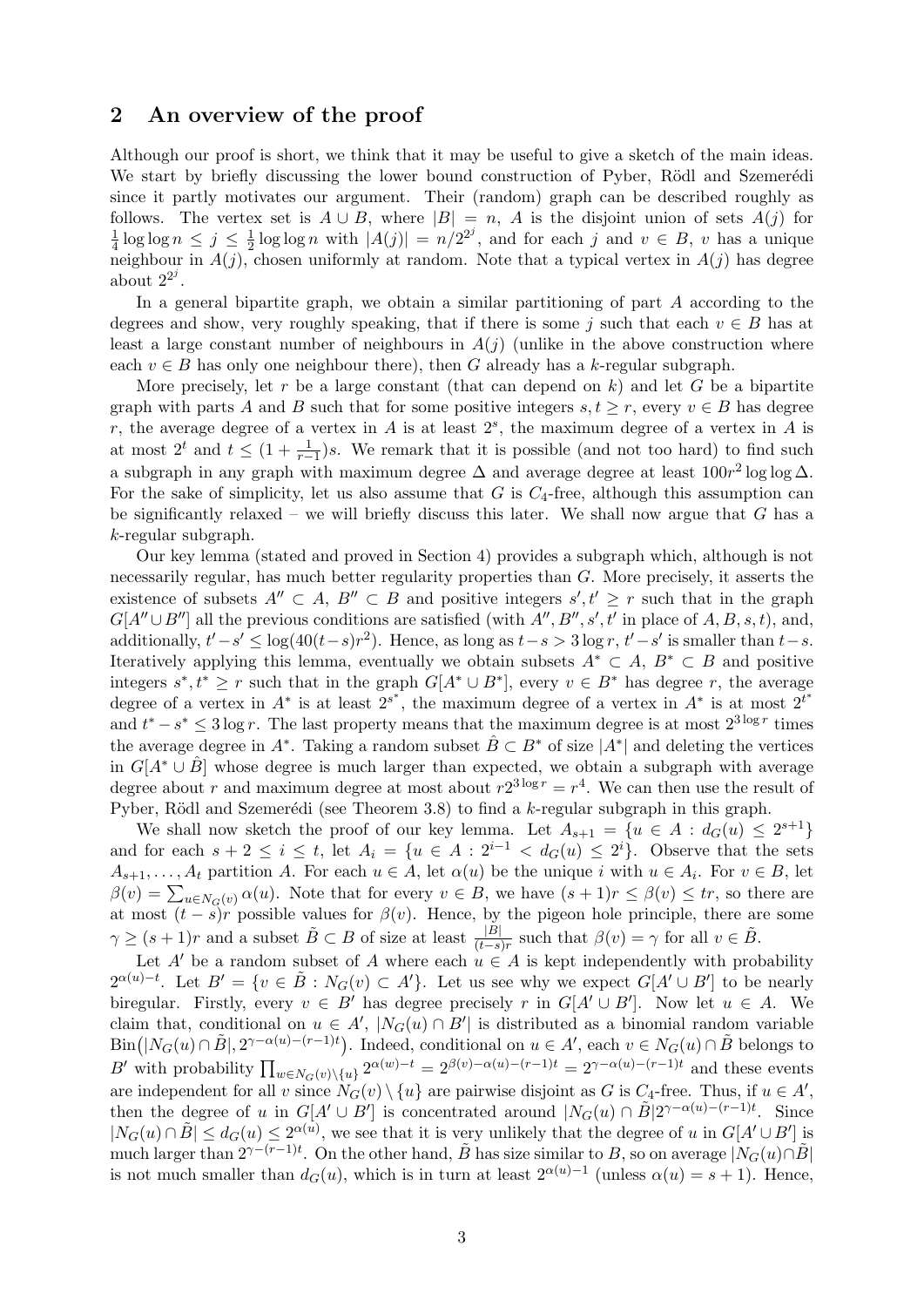## 2 An overview of the proof

Although our proof is short, we think that it may be useful to give a sketch of the main ideas. We start by briefly discussing the lower bound construction of Pyber, Rödl and Szemerédi since it partly motivates our argument. Their (random) graph can be described roughly as follows. The vertex set is $A \cup B$, where $|B| = n$, $A$ is the disjoint union of sets $A(j)$ for $\frac{1}{4}\log\log n \le j \le \frac{1}{2}\log\log n$ with $|A(j)| = n/2^{2^j}$, and for each $j$ and $v \in B$, $v$ has a unique neighbour in $A(j)$, chosen uniformly at random. Note that a typical vertex in $A(j)$ has degree about $2^{2^j}$.

In a general bipartite graph, we obtain a similar partitioning of part $A$ according to the degrees and show, very roughly speaking, that if there is some $j$ such that each $v \in B$ has at least a large constant number of neighbours in $A(j)$ (unlike in the above construction where each $v \in B$ has only one neighbour there), then $G$ already has a $k$-regular subgraph.

More precisely, let $r$ be a large constant (that can depend on $k$) and let $G$ be a bipartite graph with parts $A$ and $B$ such that for some positive integers $s, t \ge r$, every $v \in B$ has degree $r$, the average degree of a vertex in $A$ is at least $2^s$, the maximum degree of a vertex in $A$ is at most $2^t$ and $t \le (1 + \frac{1}{r-1})s$. We remark that it is possible (and not too hard) to find such a subgraph in any graph with maximum degree $\Delta$ and average degree at least $100r^2 \log\log\Delta$. For the sake of simplicity, let us also assume that $G$ is $C_4$-free, although this assumption can be significantly relaxed – we will briefly discuss this later. We shall now argue that $G$ has a $k$-regular subgraph.

Our key lemma (stated and proved in Section 4) provides a subgraph which, although is not necessarily regular, has much better regularity properties than $G$. More precisely, it asserts the existence of subsets $A'' \subset A$, $B'' \subset B$ and positive integers $s', t' \ge r$ such that in the graph $G[A'' \cup B'']$ all the previous conditions are satisfied (with $A'', B'', s', t'$ in place of $A, B, s, t$), and, additionally, $t' - s' \le \log(40(t-s)r^2)$. Hence, as long as $t - s > 3\log r$, $t' - s'$ is smaller than $t - s$. Iteratively applying this lemma, eventually we obtain subsets $A^* \subset A$, $B^* \subset B$ and positive integers $s^*, t^* \ge r$ such that in the graph $G[A^* \cup B^*]$, every $v \in B^*$ has degree $r$, the average degree of a vertex in $A^*$ is at least $2^{s^*}$, the maximum degree of a vertex in $A^*$ is at most $2^{t^*}$ and $t^* - s^* \le 3\log r$. The last property means that the maximum degree is at most $2^{3\log r}$ times the average degree in $A^*$. Taking a random subset $\hat{B} \subset B^*$ of size $|A^*|$ and deleting the vertices in $G[A^* \cup \hat{B}]$ whose degree is much larger than expected, we obtain a subgraph with average degree about $r$ and maximum degree at most about $r2^{3\log r} = r^4$. We can then use the result of Pyber, Rödl and Szemerédi (see Theorem 3.8) to find a $k$-regular subgraph in this graph.

We shall now sketch the proof of our key lemma. Let $A_{s+1} = \{u \in A : d_G(u) \le 2^{s+1}\}$ and for each $s + 2 \le i \le t$, let $A_i = \{u \in A : 2^{i-1} < d_G(u) \le 2^i\}$. Observe that the sets $A_{s+1}, \dots, A_t$ partition $A$. For each $u \in A$, let $\alpha(u)$ be the unique $i$ with $u \in A_i$. For $v \in B$, let $\beta(v) = \sum_{u \in N_G(v)} \alpha(u)$. Note that for every $v \in B$, we have $(s+1)r \le \beta(v) \le tr$, so there are at most $(t-s)r$ possible values for $\beta(v)$. Hence, by the pigeon hole principle, there are some $\gamma \ge (s+1)r$ and a subset $\tilde{B} \subset B$ of size at least $\frac{|B|}{(t-s)r}$ such that $\beta(v) = \gamma$ for all $v \in \tilde{B}$.

Let $A'$ be a random subset of $A$ where each $u \in A$ is kept independently with probability $2^{\alpha(u)-t}$. Let $B' = \{v \in \tilde{B} : N_G(v) \subset A'\}$. Let us see why we expect $G[A' \cup B']$ to be nearly biregular. Firstly, every $v \in B'$ has degree precisely $r$ in $G[A' \cup B']$. Now let $u \in A$. We claim that, conditional on $u \in A'$, $|N_G(u) \cap B'|$ is distributed as a binomial random variable $\mathrm{Bin}\big(|N_G(u) \cap \tilde{B}|, 2^{\gamma-\alpha(u)-(r-1)t}\big)$. Indeed, conditional on $u \in A'$, each $v \in N_G(u) \cap \tilde{B}$ belongs to $B'$ with probability $\prod_{w \in N_G(v)\setminus\{u\}} 2^{\alpha(w)-t} = 2^{\beta(v)-\alpha(u)-(r-1)t} = 2^{\gamma-\alpha(u)-(r-1)t}$ and these events are independent for all $v$ since $N_G(v) \setminus \{u\}$ are pairwise disjoint as $G$ is $C_4$-free. Thus, if $u \in A'$, then the degree of $u$ in $G[A' \cup B']$ is concentrated around $|N_G(u) \cap \tilde{B}|2^{\gamma-\alpha(u)-(r-1)t}$. Since $|N_G(u) \cap \tilde{B}| \le d_G(u) \le 2^{\alpha(u)}$, we see that it is very unlikely that the degree of $u$ in $G[A' \cup B']$ is much larger than $2^{\gamma-(r-1)t}$. On the other hand, $\tilde{B}$ has size similar to $B$, so on average $|N_G(u) \cap \tilde{B}|$ is not much smaller than $d_G(u)$, which is in turn at least $2^{\alpha(u)-1}$ (unless $\alpha(u) = s+1$). Hence,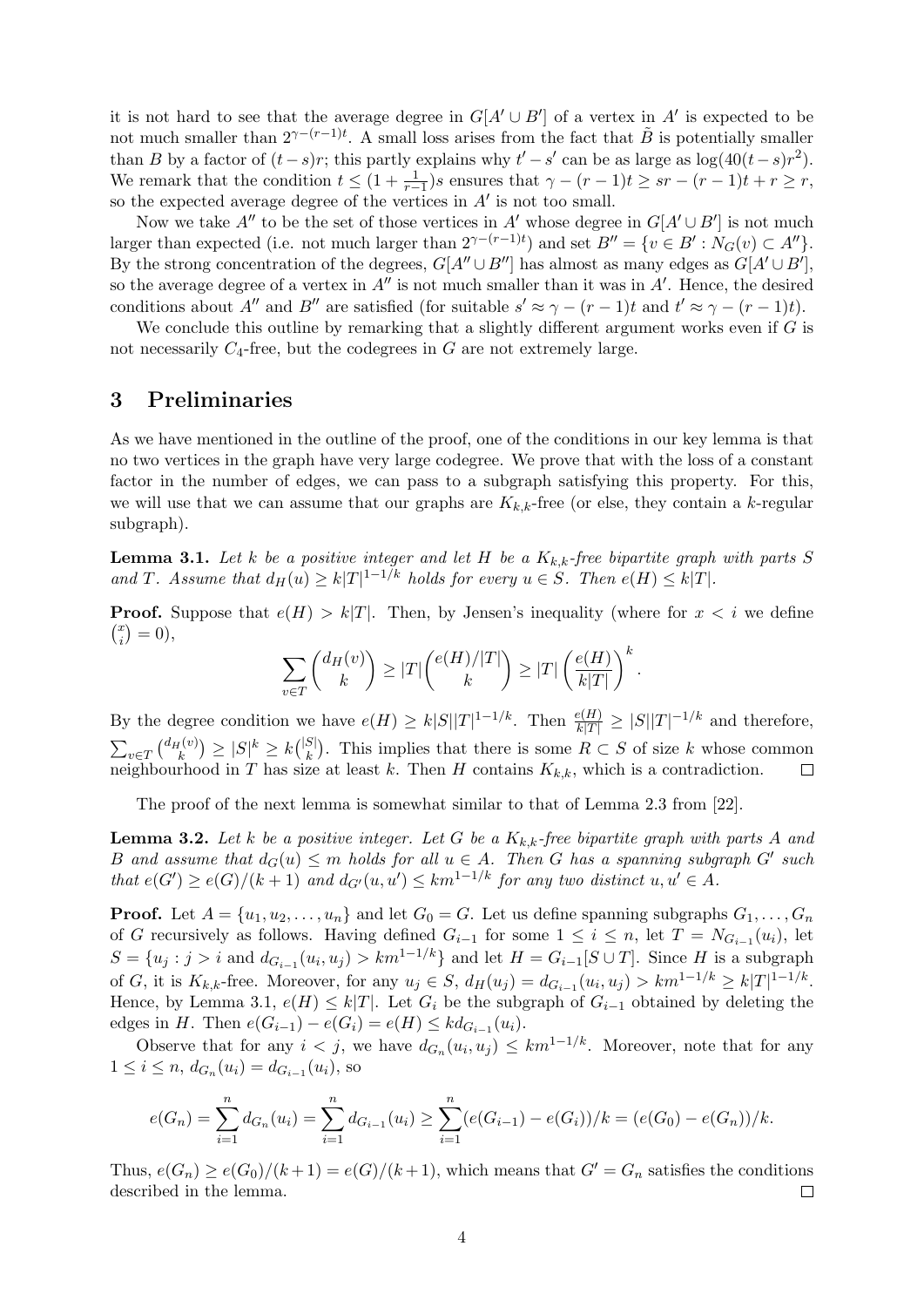it is not hard to see that the average degree in $G[A' \cup B']$ of a vertex in $A'$ is expected to be not much smaller than $2^{\gamma-(r-1)t}$. A small loss arises from the fact that $\tilde{B}$ is potentially smaller than $B$ by a factor of $(t-s)r$; this partly explains why $t'-s'$ can be as large as $\log(40(t-s)r^2)$. We remark that the condition $t \leq (1+\frac{1}{r-1})s$ ensures that $\gamma-(r-1)t \geq sr-(r-1)t+r \geq r$, so the expected average degree of the vertices in $A'$ is not too small.

Now we take $A''$ to be the set of those vertices in $A'$ whose degree in $G[A' \cup B']$ is not much larger than expected (i.e. not much larger than $2^{\gamma-(r-1)t}$) and set $B'' = \{v \in B' : N_G(v) \subset A''\}$. By the strong concentration of the degrees, $G[A'' \cup B'']$ has almost as many edges as $G[A' \cup B']$, so the average degree of a vertex in $A''$ is not much smaller than it was in $A'$. Hence, the desired conditions about $A''$ and $B''$ are satisfied (for suitable $s' \approx \gamma-(r-1)t$ and $t' \approx \gamma-(r-1)t$).

We conclude this outline by remarking that a slightly different argument works even if $G$ is not necessarily $C_4$-free, but the codegrees in $G$ are not extremely large.

## 3 Preliminaries

As we have mentioned in the outline of the proof, one of the conditions in our key lemma is that no two vertices in the graph have very large codegree. We prove that with the loss of a constant factor in the number of edges, we can pass to a subgraph satisfying this property. For this, we will use that we can assume that our graphs are $K_{k,k}$-free (or else, they contain a $k$-regular subgraph).

**Lemma 3.1.** *Let $k$ be a positive integer and let $H$ be a $K_{k,k}$-free bipartite graph with parts $S$ and $T$. Assume that $d_H(u) \geq k|T|^{1-1/k}$ holds for every $u \in S$. Then $e(H) \leq k|T|$.*

**Proof.** Suppose that $e(H) > k|T|$. Then, by Jensen's inequality (where for $x < i$ we define $\binom{x}{i} = 0$),

$$\sum_{v \in T} \binom{d_H(v)}{k} \geq |T| \binom{e(H)/|T|}{k} \geq |T| \left(\frac{e(H)}{k|T|}\right)^k.$$

By the degree condition we have $e(H) \geq k|S||T|^{1-1/k}$. Then $\frac{e(H)}{k|T|} \geq |S||T|^{-1/k}$ and therefore, $\sum_{v \in T} \binom{d_H(v)}{k} \geq |S|^k \geq k\binom{|S|}{k}$. This implies that there is some $R \subset S$ of size $k$ whose common neighbourhood in $T$ has size at least $k$. Then $H$ contains $K_{k,k}$, which is a contradiction. $\square$

The proof of the next lemma is somewhat similar to that of Lemma 2.3 from [22].

**Lemma 3.2.** *Let $k$ be a positive integer. Let $G$ be a $K_{k,k}$-free bipartite graph with parts $A$ and $B$ and assume that $d_G(u) \leq m$ holds for all $u \in A$. Then $G$ has a spanning subgraph $G'$ such that $e(G') \geq e(G)/(k+1)$ and $d_{G'}(u,u') \leq km^{1-1/k}$ for any two distinct $u, u' \in A$.*

**Proof.** Let $A = \{u_1, u_2, \dots, u_n\}$ and let $G_0 = G$. Let us define spanning subgraphs $G_1, \dots, G_n$ of $G$ recursively as follows. Having defined $G_{i-1}$ for some $1 \leq i \leq n$, let $T = N_{G_{i-1}}(u_i)$, let $S = \{u_j : j > i \text{ and } d_{G_{i-1}}(u_i, u_j) > km^{1-1/k}\}$ and let $H = G_{i-1}[S \cup T]$. Since $H$ is a subgraph of $G$, it is $K_{k,k}$-free. Moreover, for any $u_j \in S$, $d_H(u_j) = d_{G_{i-1}}(u_i, u_j) > km^{1-1/k} \geq k|T|^{1-1/k}$. Hence, by Lemma 3.1, $e(H) \leq k|T|$. Let $G_i$ be the subgraph of $G_{i-1}$ obtained by deleting the edges in $H$. Then $e(G_{i-1}) - e(G_i) = e(H) \leq kd_{G_{i-1}}(u_i)$.

Observe that for any $i < j$, we have $d_{G_n}(u_i, u_j) \leq km^{1-1/k}$. Moreover, note that for any $1 \leq i \leq n$, $d_{G_n}(u_i) = d_{G_{i-1}}(u_i)$, so

$$e(G_n) = \sum_{i=1}^{n} d_{G_n}(u_i) = \sum_{i=1}^{n} d_{G_{i-1}}(u_i) \geq \sum_{i=1}^{n} (e(G_{i-1}) - e(G_i))/k = (e(G_0) - e(G_n))/k.$$

Thus, $e(G_n) \geq e(G_0)/(k+1) = e(G)/(k+1)$, which means that $G' = G_n$ satisfies the conditions described in the lemma. $\square$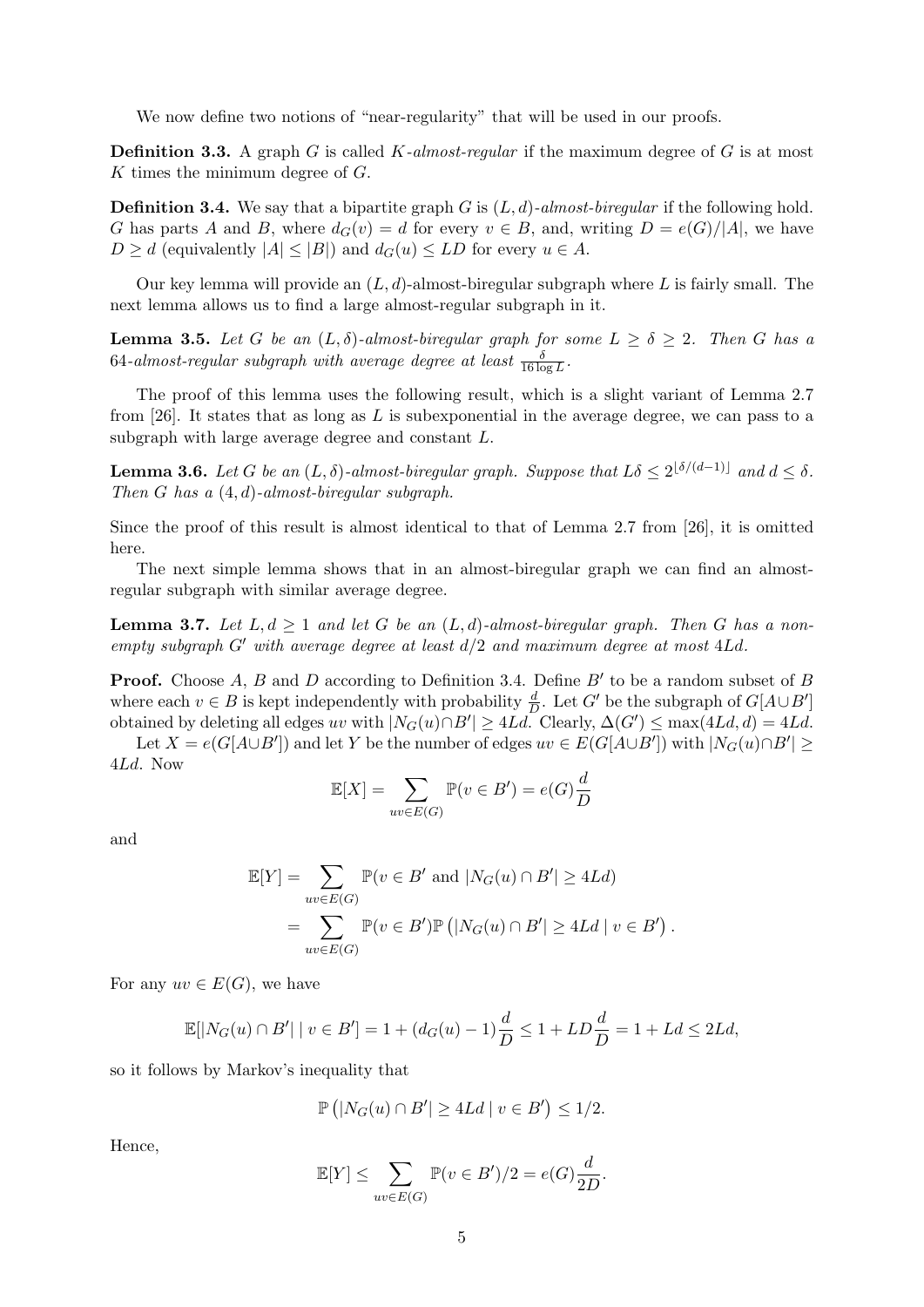We now define two notions of "near-regularity" that will be used in our proofs.

**Definition 3.3.** A graph $G$ is called $K$*-almost-regular* if the maximum degree of $G$ is at most $K$ times the minimum degree of $G$.

**Definition 3.4.** We say that a bipartite graph $G$ is $(L,d)$*-almost-biregular* if the following hold. $G$ has parts $A$ and $B$, where $d_G(v) = d$ for every $v \in B$, and, writing $D = e(G)/|A|$, we have $D \geq d$ (equivalently $|A| \leq |B|$) and $d_G(u) \leq LD$ for every $u \in A$.

Our key lemma will provide an $(L,d)$-almost-biregular subgraph where $L$ is fairly small. The next lemma allows us to find a large almost-regular subgraph in it.

**Lemma 3.5.** *Let $G$ be an $(L,\delta)$-almost-biregular graph for some $L \geq \delta \geq 2$. Then $G$ has a 64-almost-regular subgraph with average degree at least $\frac{\delta}{16\log L}$.*

The proof of this lemma uses the following result, which is a slight variant of Lemma 2.7 from [26]. It states that as long as $L$ is subexponential in the average degree, we can pass to a subgraph with large average degree and constant $L$.

**Lemma 3.6.** *Let $G$ be an $(L,\delta)$-almost-biregular graph. Suppose that $L\delta \leq 2^{\lfloor \delta/(d-1)\rfloor}$ and $d \leq \delta$. Then $G$ has a $(4,d)$-almost-biregular subgraph.*

Since the proof of this result is almost identical to that of Lemma 2.7 from [26], it is omitted here.

The next simple lemma shows that in an almost-biregular graph we can find an almost-regular subgraph with similar average degree.

**Lemma 3.7.** *Let $L, d \geq 1$ and let $G$ be an $(L,d)$-almost-biregular graph. Then $G$ has a non-empty subgraph $G'$ with average degree at least $d/2$ and maximum degree at most $4Ld$.*

**Proof.** Choose $A$, $B$ and $D$ according to Definition 3.4. Define $B'$ to be a random subset of $B$ where each $v \in B$ is kept independently with probability $\frac{d}{D}$. Let $G'$ be the subgraph of $G[A \cup B']$ obtained by deleting all edges $uv$ with $|N_G(u) \cap B'| \geq 4Ld$. Clearly, $\Delta(G') \leq \max(4Ld, d) = 4Ld$.

Let $X = e(G[A \cup B'])$ and let $Y$ be the number of edges $uv \in E(G[A \cup B'])$ with $|N_G(u) \cap B'| \geq 4Ld$. Now

$$\mathbb{E}[X] = \sum_{uv \in E(G)} \mathbb{P}(v \in B') = e(G)\frac{d}{D}$$

and

$$\begin{aligned}
\mathbb{E}[Y] &= \sum_{uv \in E(G)} \mathbb{P}(v \in B' \text{ and } |N_G(u) \cap B'| \geq 4Ld) \\
&= \sum_{uv \in E(G)} \mathbb{P}(v \in B')\mathbb{P}\left(|N_G(u) \cap B'| \geq 4Ld \mid v \in B'\right).
\end{aligned}$$

For any $uv \in E(G)$, we have

$$\mathbb{E}[|N_G(u) \cap B'| \mid v \in B'] = 1 + (d_G(u) - 1)\frac{d}{D} \leq 1 + LD\frac{d}{D} = 1 + Ld \leq 2Ld,$$

so it follows by Markov's inequality that

$$\mathbb{P}\left(|N_G(u) \cap B'| \geq 4Ld \mid v \in B'\right) \leq 1/2.$$

Hence,

$$\mathbb{E}[Y] \leq \sum_{uv \in E(G)} \mathbb{P}(v \in B')/2 = e(G)\frac{d}{2D}.$$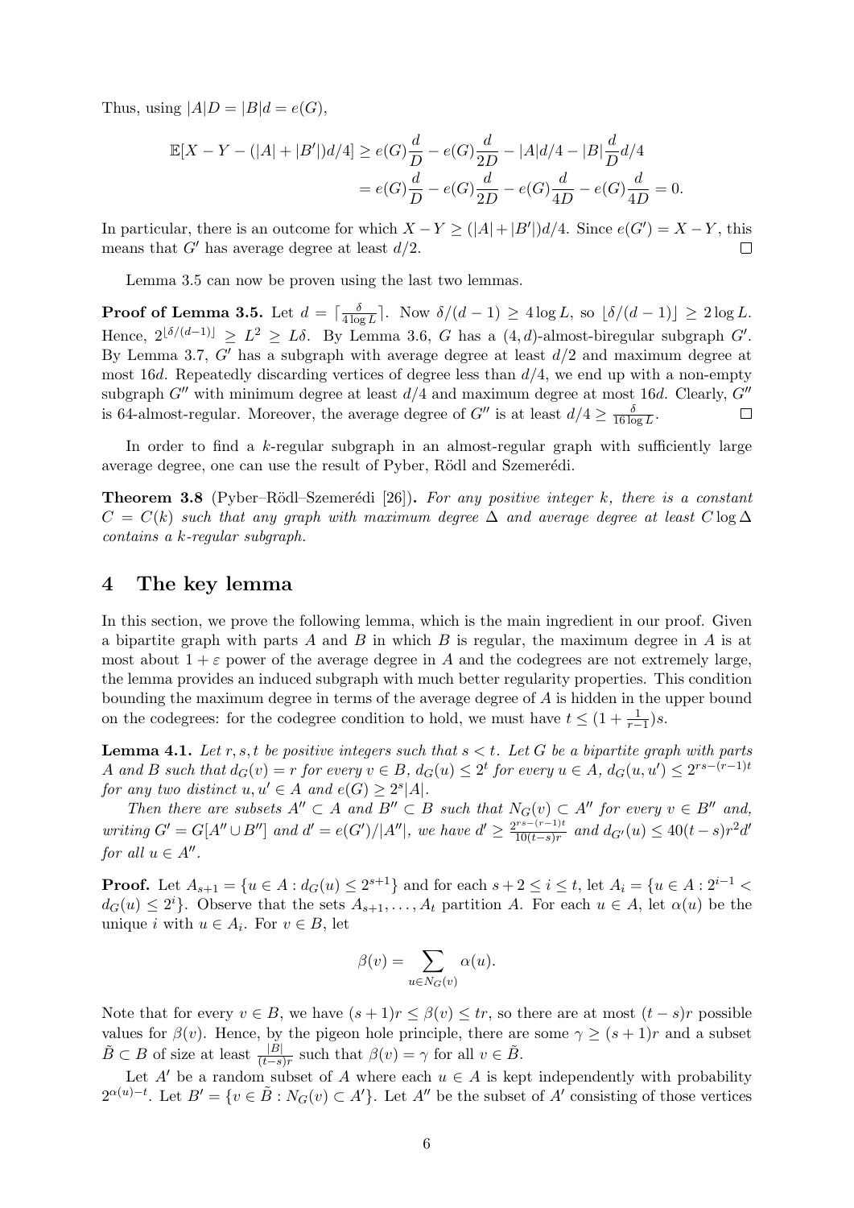Thus, using $|A|D = |B|d = e(G)$,

$$\mathbb{E}[X - Y - (|A| + |B'|)d/4] \geq e(G)\frac{d}{D} - e(G)\frac{d}{2D} - |A|d/4 - |B|\frac{d}{D}d/4$$
$$= e(G)\frac{d}{D} - e(G)\frac{d}{2D} - e(G)\frac{d}{4D} - e(G)\frac{d}{4D} = 0.$$

In particular, there is an outcome for which $X - Y \geq (|A| + |B'|)d/4$. Since $e(G') = X - Y$, this means that $G'$ has average degree at least $d/2$. □

Lemma 3.5 can now be proven using the last two lemmas.

**Proof of Lemma 3.5.** Let $d = \lceil \frac{\delta}{4 \log L} \rceil$. Now $\delta/(d-1) \geq 4 \log L$, so $\lfloor \delta/(d-1) \rfloor \geq 2 \log L$. Hence, $2^{\lfloor \delta/(d-1) \rfloor} \geq L^2 \geq L\delta$. By Lemma 3.6, $G$ has a $(4, d)$-almost-biregular subgraph $G'$. By Lemma 3.7, $G'$ has a subgraph with average degree at least $d/2$ and maximum degree at most $16d$. Repeatedly discarding vertices of degree less than $d/4$, we end up with a non-empty subgraph $G''$ with minimum degree at least $d/4$ and maximum degree at most $16d$. Clearly, $G''$ is 64-almost-regular. Moreover, the average degree of $G''$ is at least $d/4 \geq \frac{\delta}{16 \log L}$. □

In order to find a $k$-regular subgraph in an almost-regular graph with sufficiently large average degree, one can use the result of Pyber, Rödl and Szemerédi.

**Theorem 3.8** (Pyber–Rödl–Szemerédi [26]). *For any positive integer $k$, there is a constant $C = C(k)$ such that any graph with maximum degree $\Delta$ and average degree at least $C \log \Delta$ contains a $k$-regular subgraph.*

## 4 The key lemma

In this section, we prove the following lemma, which is the main ingredient in our proof. Given a bipartite graph with parts $A$ and $B$ in which $B$ is regular, the maximum degree in $A$ is at most about $1 + \varepsilon$ power of the average degree in $A$ and the codegrees are not extremely large, the lemma provides an induced subgraph with much better regularity properties. This condition bounding the maximum degree in terms of the average degree of $A$ is hidden in the upper bound on the codegrees: for the codegree condition to hold, we must have $t \leq (1 + \frac{1}{r-1})s$.

**Lemma 4.1.** *Let $r, s, t$ be positive integers such that $s < t$. Let $G$ be a bipartite graph with parts $A$ and $B$ such that $d_G(v) = r$ for every $v \in B$, $d_G(u) \leq 2^t$ for every $u \in A$, $d_G(u, u') \leq 2^{rs-(r-1)t}$ for any two distinct $u, u' \in A$ and $e(G) \geq 2^s|A|$.*

*Then there are subsets $A'' \subset A$ and $B'' \subset B$ such that $N_G(v) \subset A''$ for every $v \in B''$ and, writing $G' = G[A'' \cup B'']$ and $d' = e(G')/|A''|$, we have $d' \geq \frac{2^{rs-(r-1)t}}{10(t-s)r}$ and $d_{G'}(u) \leq 40(t-s)r^2 d'$ for all $u \in A''$.*

**Proof.** Let $A_{s+1} = \{u \in A : d_G(u) \leq 2^{s+1}\}$ and for each $s + 2 \leq i \leq t$, let $A_i = \{u \in A : 2^{i-1} < d_G(u) \leq 2^i\}$. Observe that the sets $A_{s+1}, \dots, A_t$ partition $A$. For each $u \in A$, let $\alpha(u)$ be the unique $i$ with $u \in A_i$. For $v \in B$, let

$$\beta(v) = \sum_{u \in N_G(v)} \alpha(u).$$

Note that for every $v \in B$, we have $(s+1)r \leq \beta(v) \leq tr$, so there are at most $(t-s)r$ possible values for $\beta(v)$. Hence, by the pigeon hole principle, there are some $\gamma \geq (s+1)r$ and a subset $\tilde{B} \subset B$ of size at least $\frac{|B|}{(t-s)r}$ such that $\beta(v) = \gamma$ for all $v \in \tilde{B}$.

Let $A'$ be a random subset of $A$ where each $u \in A$ is kept independently with probability $2^{\alpha(u)-t}$. Let $B' = \{v \in \tilde{B} : N_G(v) \subset A'\}$. Let $A''$ be the subset of $A'$ consisting of those vertices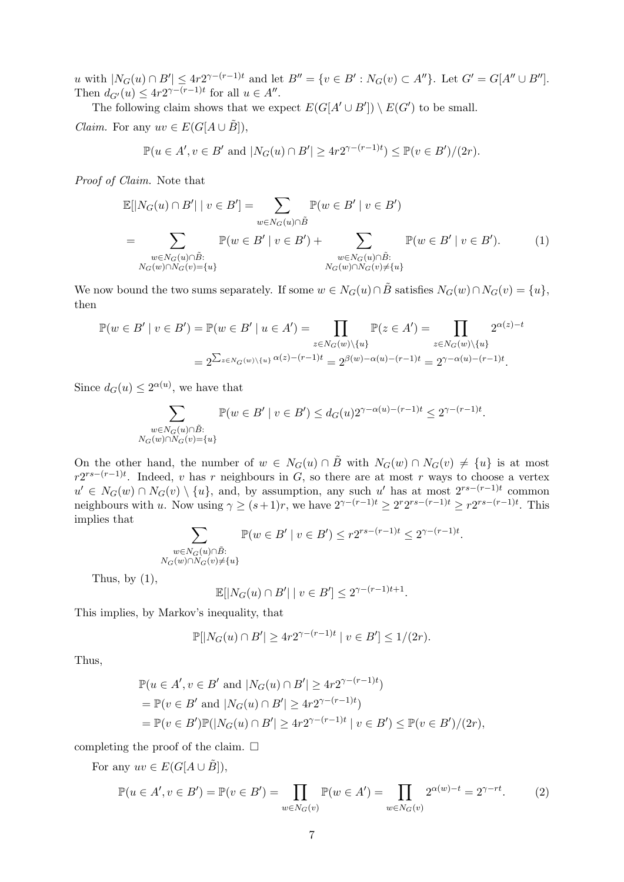$u$ with $|N_G(u) \cap B'| \leq 4r2^{\gamma-(r-1)t}$ and let $B'' = \{v \in B' : N_G(v) \subset A''\}$. Let $G' = G[A'' \cup B'']$. Then $d_{G'}(u) \leq 4r2^{\gamma-(r-1)t}$ for all $u \in A''$.

The following claim shows that we expect $E(G[A' \cup B']) \setminus E(G')$ to be small.

*Claim.* For any $uv \in E(G[A \cup \tilde{B}])$,

$$\mathbb{P}(u \in A', v \in B' \text{ and } |N_G(u) \cap B'| \geq 4r2^{\gamma-(r-1)t}) \leq \mathbb{P}(v \in B')/(2r).$$

*Proof of Claim.* Note that

$$\begin{aligned}
\mathbb{E}[|N_G(u) \cap B'| \mid v \in B'] &= \sum_{w \in N_G(u) \cap \tilde{B}} \mathbb{P}(w \in B' \mid v \in B') \\
&= \sum_{\substack{w \in N_G(u) \cap \tilde{B}: \\ N_G(w) \cap N_G(v) = \{u\}}} \mathbb{P}(w \in B' \mid v \in B') + \sum_{\substack{w \in N_G(u) \cap \tilde{B}: \\ N_G(w) \cap N_G(v) \neq \{u\}}} \mathbb{P}(w \in B' \mid v \in B'). \qquad (1)
\end{aligned}$$

We now bound the two sums separately. If some $w \in N_G(u) \cap \tilde{B}$ satisfies $N_G(w) \cap N_G(v) = \{u\}$, then

$$\begin{aligned}
\mathbb{P}(w \in B' \mid v \in B') = \mathbb{P}(w \in B' \mid u \in A') &= \prod_{z \in N_G(w) \setminus \{u\}} \mathbb{P}(z \in A') = \prod_{z \in N_G(w) \setminus \{u\}} 2^{\alpha(z)-t} \\
&= 2^{\sum_{z \in N_G(w) \setminus \{u\}} \alpha(z) - (r-1)t} = 2^{\beta(w) - \alpha(u) - (r-1)t} = 2^{\gamma - \alpha(u) - (r-1)t}.
\end{aligned}$$

Since $d_G(u) \leq 2^{\alpha(u)}$, we have that

$$\sum_{\substack{w \in N_G(u) \cap \tilde{B}: \\ N_G(w) \cap N_G(v) = \{u\}}} \mathbb{P}(w \in B' \mid v \in B') \leq d_G(u) 2^{\gamma - \alpha(u) - (r-1)t} \leq 2^{\gamma - (r-1)t}.$$

On the other hand, the number of $w \in N_G(u) \cap \tilde{B}$ with $N_G(w) \cap N_G(v) \neq \{u\}$ is at most $r2^{rs-(r-1)t}$. Indeed, $v$ has $r$ neighbours in $G$, so there are at most $r$ ways to choose a vertex $u' \in N_G(w) \cap N_G(v) \setminus \{u\}$, and, by assumption, any such $u'$ has at most $2^{rs-(r-1)t}$ common neighbours with $u$. Now using $\gamma \geq (s+1)r$, we have $2^{\gamma-(r-1)t} \geq 2^r 2^{rs-(r-1)t} \geq r2^{rs-(r-1)t}$. This implies that

$$\sum_{\substack{w \in N_G(u) \cap \tilde{B}: \\ N_G(w) \cap N_G(v) \neq \{u\}}} \mathbb{P}(w \in B' \mid v \in B') \leq r2^{rs-(r-1)t} \leq 2^{\gamma-(r-1)t}.$$

Thus, by (1),

$$\mathbb{E}[|N_G(u) \cap B'| \mid v \in B'] \leq 2^{\gamma-(r-1)t+1}.$$

This implies, by Markov's inequality, that

$$\mathbb{P}[|N_G(u) \cap B'| \geq 4r2^{\gamma-(r-1)t} \mid v \in B'] \leq 1/(2r).$$

Thus,

$$\begin{aligned}
&\mathbb{P}(u \in A', v \in B' \text{ and } |N_G(u) \cap B'| \geq 4r2^{\gamma-(r-1)t}) \\
&= \mathbb{P}(v \in B' \text{ and } |N_G(u) \cap B'| \geq 4r2^{\gamma-(r-1)t}) \\
&= \mathbb{P}(v \in B')\mathbb{P}(|N_G(u) \cap B'| \geq 4r2^{\gamma-(r-1)t} \mid v \in B') \leq \mathbb{P}(v \in B')/(2r),
\end{aligned}$$

completing the proof of the claim. $\square$

For any $uv \in E(G[A \cup \tilde{B}])$,

$$\mathbb{P}(u \in A', v \in B') = \mathbb{P}(v \in B') = \prod_{w \in N_G(v)} \mathbb{P}(w \in A') = \prod_{w \in N_G(v)} 2^{\alpha(w)-t} = 2^{\gamma - rt}. \qquad (2)$$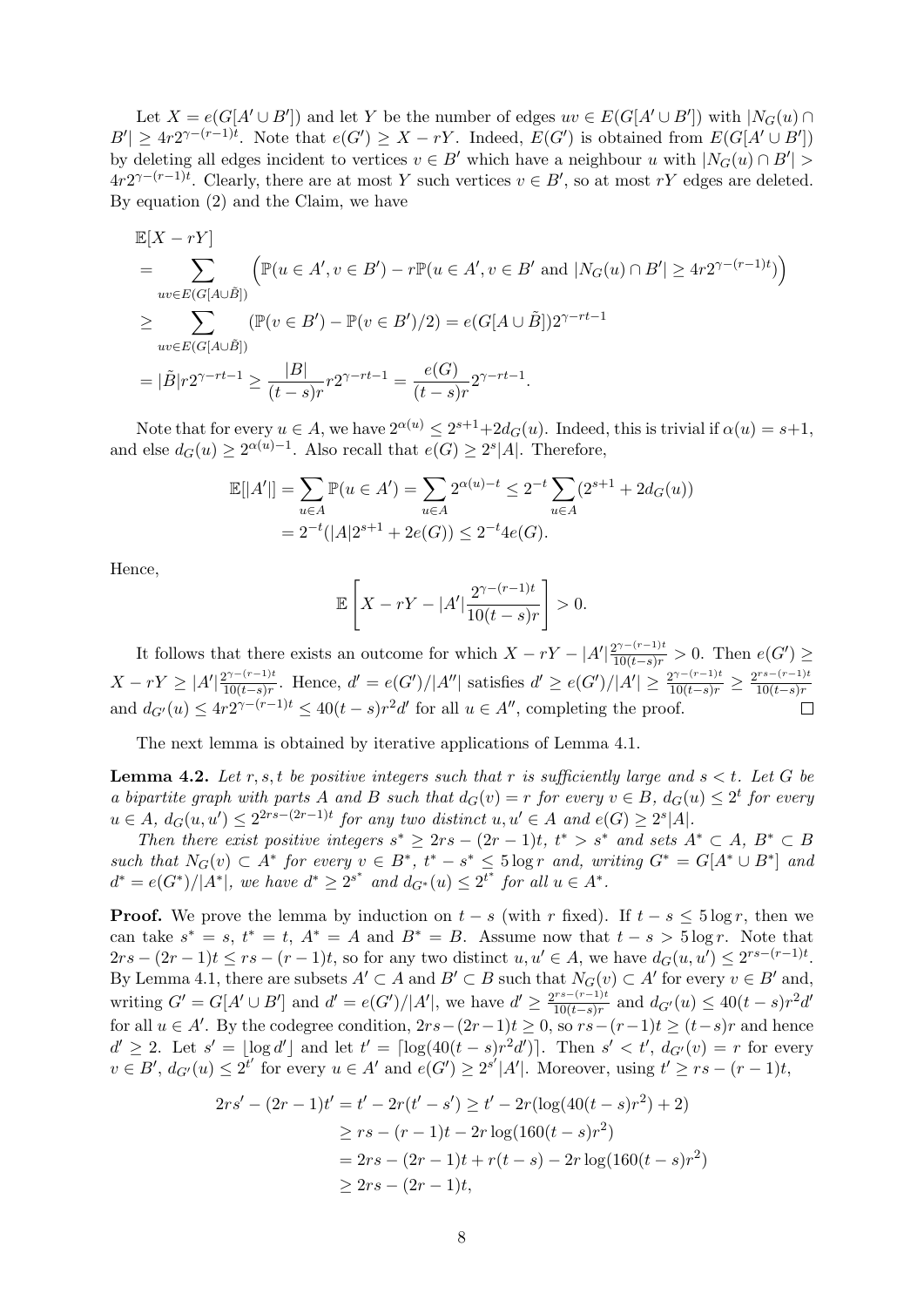Let $X = e(G[A' \cup B'])$ and let $Y$ be the number of edges $uv \in E(G[A' \cup B'])$ with $|N_G(u) \cap B'| \geq 4r2^{\gamma-(r-1)t}$. Note that $e(G') \geq X - rY$. Indeed, $E(G')$ is obtained from $E(G[A' \cup B'])$ by deleting all edges incident to vertices $v \in B'$ which have a neighbour $u$ with $|N_G(u) \cap B'| > 4r2^{\gamma-(r-1)t}$. Clearly, there are at most $Y$ such vertices $v \in B'$, so at most $rY$ edges are deleted. By equation (2) and the Claim, we have

$$
\begin{aligned}
&\mathbb{E}[X - rY] \\
&= \sum_{uv \in E(G[A \cup \tilde{B}])} \Big(\mathbb{P}(u \in A', v \in B') - r\mathbb{P}(u \in A', v \in B' \text{ and } |N_G(u) \cap B'| \geq 4r2^{\gamma-(r-1)t})\Big) \\
&\geq \sum_{uv \in E(G[A \cup \tilde{B}])} (\mathbb{P}(v \in B') - \mathbb{P}(v \in B')/2) = e(G[A \cup \tilde{B}])2^{\gamma - rt - 1} \\
&= |\tilde{B}|r2^{\gamma-rt-1} \geq \frac{|B|}{(t-s)r} r2^{\gamma-rt-1} = \frac{e(G)}{(t-s)r}2^{\gamma-rt-1}.
\end{aligned}
$$

Note that for every $u \in A$, we have $2^{\alpha(u)} \leq 2^{s+1} + 2d_G(u)$. Indeed, this is trivial if $\alpha(u) = s+1$, and else $d_G(u) \geq 2^{\alpha(u)-1}$. Also recall that $e(G) \geq 2^s|A|$. Therefore,

$$
\begin{aligned}
\mathbb{E}[|A'|] &= \sum_{u \in A} \mathbb{P}(u \in A') = \sum_{u \in A} 2^{\alpha(u)-t} \leq 2^{-t} \sum_{u \in A}(2^{s+1} + 2d_G(u)) \\
&= 2^{-t}(|A|2^{s+1} + 2e(G)) \leq 2^{-t}4e(G).
\end{aligned}
$$

Hence,

$$
\mathbb{E}\left[X - rY - |A'|\frac{2^{\gamma-(r-1)t}}{10(t-s)r}\right] > 0.
$$

It follows that there exists an outcome for which $X - rY - |A'|\frac{2^{\gamma-(r-1)t}}{10(t-s)r} > 0$. Then $e(G') \geq X - rY \geq |A'|\frac{2^{\gamma-(r-1)t}}{10(t-s)r}$. Hence, $d' = e(G')/|A''|$ satisfies $d' \geq e(G')/|A'| \geq \frac{2^{\gamma-(r-1)t}}{10(t-s)r} \geq \frac{2^{rs-(r-1)t}}{10(t-s)r}$ and $d_{G'}(u) \leq 4r2^{\gamma-(r-1)t} \leq 40(t-s)r^2d'$ for all $u \in A''$, completing the proof. $\square$

The next lemma is obtained by iterative applications of Lemma 4.1.

**Lemma 4.2.** *Let $r, s, t$ be positive integers such that $r$ is sufficiently large and $s < t$. Let $G$ be a bipartite graph with parts $A$ and $B$ such that $d_G(v) = r$ for every $v \in B$, $d_G(u) \leq 2^t$ for every $u \in A$, $d_G(u, u') \leq 2^{2rs-(2r-1)t}$ for any two distinct $u, u' \in A$ and $e(G) \geq 2^s|A|$.*

*Then there exist positive integers $s^* \geq 2rs - (2r-1)t$, $t^* > s^*$ and sets $A^* \subset A$, $B^* \subset B$ such that $N_G(v) \subset A^*$ for every $v \in B^*$, $t^* - s^* \leq 5\log r$ and, writing $G^* = G[A^* \cup B^*]$ and $d^* = e(G^*)/|A^*|$, we have $d^* \geq 2^{s^*}$ and $d_{G^*}(u) \leq 2^{t^*}$ for all $u \in A^*$.*

**Proof.** We prove the lemma by induction on $t - s$ (with $r$ fixed). If $t - s \leq 5\log r$, then we can take $s^* = s$, $t^* = t$, $A^* = A$ and $B^* = B$. Assume now that $t - s > 5\log r$. Note that $2rs - (2r-1)t \leq rs - (r-1)t$, so for any two distinct $u, u' \in A$, we have $d_G(u, u') \leq 2^{rs-(r-1)t}$. By Lemma 4.1, there are subsets $A' \subset A$ and $B' \subset B$ such that $N_G(v) \subset A'$ for every $v \in B'$ and, writing $G' = G[A' \cup B']$ and $d' = e(G')/|A'|$, we have $d' \geq \frac{2^{rs-(r-1)t}}{10(t-s)r}$ and $d_{G'}(u) \leq 40(t-s)r^2d'$ for all $u \in A'$. By the codegree condition, $2rs - (2r-1)t \geq 0$, so $rs - (r-1)t \geq (t-s)r$ and hence $d' \geq 2$. Let $s' = \lfloor \log d' \rfloor$ and let $t' = \lceil \log(40(t-s)r^2d') \rceil$. Then $s' < t'$, $d_{G'}(v) = r$ for every $v \in B'$, $d_{G'}(u) \leq 2^{t'}$ for every $u \in A'$ and $e(G') \geq 2^{s'}|A'|$. Moreover, using $t' \geq rs - (r-1)t$,

$$
\begin{aligned}
2rs' - (2r-1)t' &= t' - 2r(t' - s') \geq t' - 2r(\log(40(t-s)r^2) + 2) \\
&\geq rs - (r-1)t - 2r\log(160(t-s)r^2) \\
&= 2rs - (2r-1)t + r(t-s) - 2r\log(160(t-s)r^2) \\
&\geq 2rs - (2r-1)t,
\end{aligned}
$$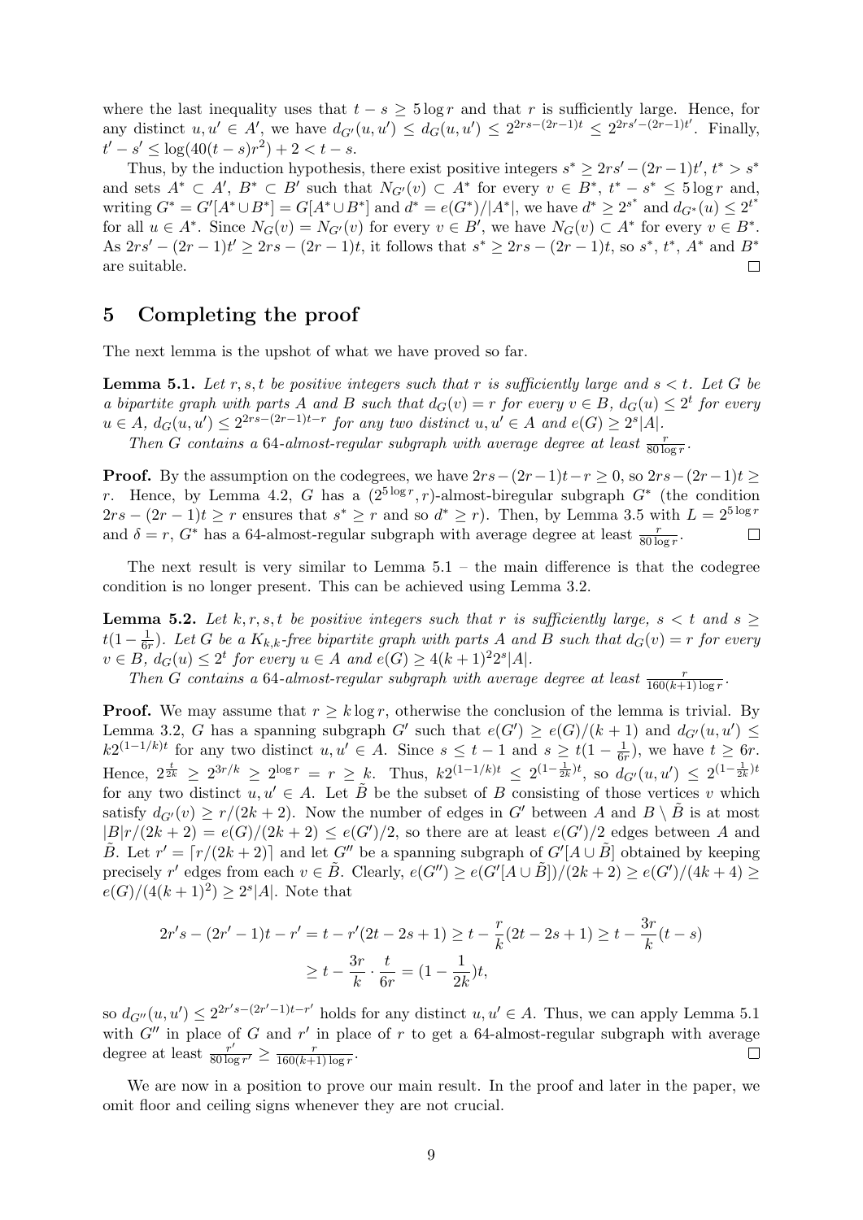where the last inequality uses that $t - s \geq 5\log r$ and that $r$ is sufficiently large. Hence, for any distinct $u, u' \in A'$, we have $d_{G'}(u,u') \leq d_G(u,u') \leq 2^{2rs-(2r-1)t} \leq 2^{2rs'-(2r-1)t'}$. Finally, $t' - s' \leq \log(40(t-s)r^2) + 2 < t - s$.

Thus, by the induction hypothesis, there exist positive integers $s^* \geq 2rs' - (2r-1)t'$, $t^* > s^*$ and sets $A^* \subset A'$, $B^* \subset B'$ such that $N_{G'}(v) \subset A^*$ for every $v \in B^*$, $t^* - s^* \leq 5\log r$ and, writing $G^* = G'[A^* \cup B^*] = G[A^* \cup B^*]$ and $d^* = e(G^*)/|A^*|$, we have $d^* \geq 2^{s^*}$ and $d_{G^*}(u) \leq 2^{t^*}$ for all $u \in A^*$. Since $N_G(v) = N_{G'}(v)$ for every $v \in B'$, we have $N_G(v) \subset A^*$ for every $v \in B^*$. As $2rs' - (2r-1)t' \geq 2rs - (2r-1)t$, it follows that $s^* \geq 2rs - (2r-1)t$, so $s^*$, $t^*$, $A^*$ and $B^*$ are suitable. $\square$

## 5 Completing the proof

The next lemma is the upshot of what we have proved so far.

**Lemma 5.1.** *Let $r, s, t$ be positive integers such that $r$ is sufficiently large and $s < t$. Let $G$ be a bipartite graph with parts $A$ and $B$ such that $d_G(v) = r$ for every $v \in B$, $d_G(u) \leq 2^t$ for every $u \in A$, $d_G(u,u') \leq 2^{2rs-(2r-1)t-r}$ for any two distinct $u, u' \in A$ and $e(G) \geq 2^s|A|$.*

*Then $G$ contains a 64-almost-regular subgraph with average degree at least $\frac{r}{80\log r}$.*

**Proof.** By the assumption on the codegrees, we have $2rs - (2r-1)t - r \geq 0$, so $2rs - (2r-1)t \geq r$. Hence, by Lemma 4.2, $G$ has a $(2^{5\log r}, r)$-almost-biregular subgraph $G^*$ (the condition $2rs - (2r-1)t \geq r$ ensures that $s^* \geq r$ and so $d^* \geq r$). Then, by Lemma 3.5 with $L = 2^{5\log r}$ and $\delta = r$, $G^*$ has a 64-almost-regular subgraph with average degree at least $\frac{r}{80\log r}$. $\square$

The next result is very similar to Lemma 5.1 – the main difference is that the codegree condition is no longer present. This can be achieved using Lemma 3.2.

**Lemma 5.2.** *Let $k, r, s, t$ be positive integers such that $r$ is sufficiently large, $s < t$ and $s \geq t(1 - \frac{1}{6r})$. Let $G$ be a $K_{k,k}$-free bipartite graph with parts $A$ and $B$ such that $d_G(v) = r$ for every $v \in B$, $d_G(u) \leq 2^t$ for every $u \in A$ and $e(G) \geq 4(k+1)^2 2^s|A|$.*

*Then $G$ contains a 64-almost-regular subgraph with average degree at least $\frac{r}{160(k+1)\log r}$.*

**Proof.** We may assume that $r \geq k\log r$, otherwise the conclusion of the lemma is trivial. By Lemma 3.2, $G$ has a spanning subgraph $G'$ such that $e(G') \geq e(G)/(k+1)$ and $d_{G'}(u,u') \leq k2^{(1-1/k)t}$ for any two distinct $u, u' \in A$. Since $s \leq t-1$ and $s \geq t(1 - \frac{1}{6r})$, we have $t \geq 6r$. Hence, $2^{\frac{t}{2k}} \geq 2^{3r/k} \geq 2^{\log r} = r \geq k$. Thus, $k2^{(1-1/k)t} \leq 2^{(1-\frac{1}{2k})t}$, so $d_{G'}(u,u') \leq 2^{(1-\frac{1}{2k})t}$ for any two distinct $u, u' \in A$. Let $\tilde{B}$ be the subset of $B$ consisting of those vertices $v$ which satisfy $d_{G'}(v) \geq r/(2k+2)$. Now the number of edges in $G'$ between $A$ and $B \setminus \tilde{B}$ is at most $|B|r/(2k+2) = e(G)/(2k+2) \leq e(G')/2$, so there are at least $e(G')/2$ edges between $A$ and $\tilde{B}$. Let $r' = \lceil r/(2k+2) \rceil$ and let $G''$ be a spanning subgraph of $G'[A \cup \tilde{B}]$ obtained by keeping precisely $r'$ edges from each $v \in \tilde{B}$. Clearly, $e(G'') \geq e(G'[A \cup \tilde{B}])/(2k+2) \geq e(G')/(4k+4) \geq e(G)/(4(k+1)^2) \geq 2^s|A|$. Note that

$$
\begin{aligned}
2r's - (2r'-1)t - r' = t - r'(2t - 2s + 1) &\geq t - \frac{r}{k}(2t - 2s + 1) \geq t - \frac{3r}{k}(t-s) \\
&\geq t - \frac{3r}{k} \cdot \frac{t}{6r} = (1 - \frac{1}{2k})t,
\end{aligned}
$$

so $d_{G''}(u,u') \leq 2^{2r's-(2r'-1)t-r'}$ holds for any distinct $u, u' \in A$. Thus, we can apply Lemma 5.1 with $G''$ in place of $G$ and $r'$ in place of $r$ to get a 64-almost-regular subgraph with average degree at least $\frac{r'}{80\log r'} \geq \frac{r}{160(k+1)\log r}$. $\square$

We are now in a position to prove our main result. In the proof and later in the paper, we omit floor and ceiling signs whenever they are not crucial.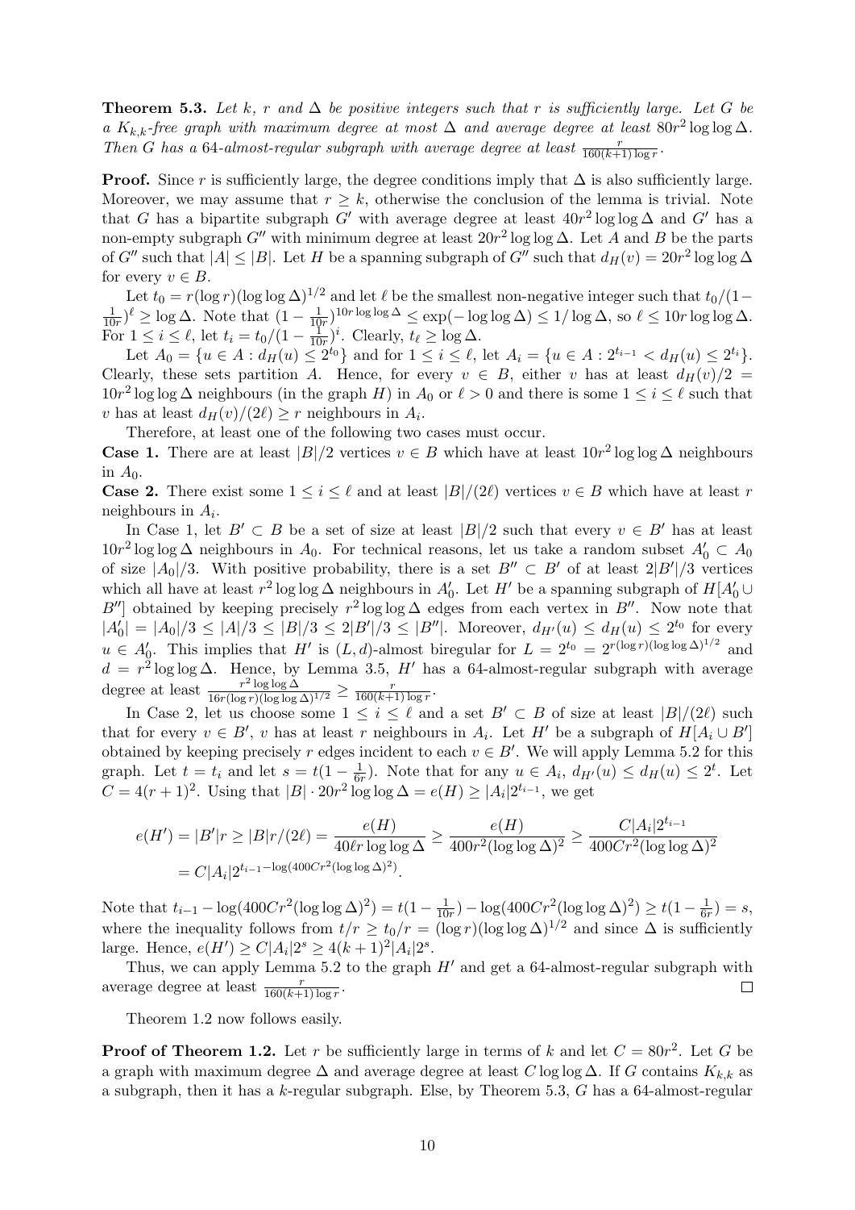**Theorem 5.3.** *Let $k$, $r$ and $\Delta$ be positive integers such that $r$ is sufficiently large. Let $G$ be a $K_{k,k}$-free graph with maximum degree at most $\Delta$ and average degree at least $80r^2 \log\log\Delta$. Then $G$ has a 64-almost-regular subgraph with average degree at least $\frac{r}{160(k+1)\log r}$.*

**Proof.** Since $r$ is sufficiently large, the degree conditions imply that $\Delta$ is also sufficiently large. Moreover, we may assume that $r \geq k$, otherwise the conclusion of the lemma is trivial. Note that $G$ has a bipartite subgraph $G'$ with average degree at least $40r^2 \log\log\Delta$ and $G'$ has a non-empty subgraph $G''$ with minimum degree at least $20r^2\log\log\Delta$. Let $A$ and $B$ be the parts of $G''$ such that $|A| \leq |B|$. Let $H$ be a spanning subgraph of $G''$ such that $d_H(v) = 20r^2\log\log\Delta$ for every $v \in B$.

Let $t_0 = r(\log r)(\log\log\Delta)^{1/2}$ and let $\ell$ be the smallest non-negative integer such that $t_0/(1-\frac{1}{10r})^\ell \geq \log\Delta$. Note that $(1-\frac{1}{10r})^{10r\log\log\Delta} \leq \exp(-\log\log\Delta) \leq 1/\log\Delta$, so $\ell \leq 10r\log\log\Delta$. For $1 \leq i \leq \ell$, let $t_i = t_0/(1-\frac{1}{10r})^i$. Clearly, $t_\ell \geq \log\Delta$.

Let $A_0 = \{u \in A : d_H(u) \leq 2^{t_0}\}$ and for $1 \leq i \leq \ell$, let $A_i = \{u \in A : 2^{t_{i-1}} < d_H(u) \leq 2^{t_i}\}$. Clearly, these sets partition $A$. Hence, for every $v \in B$, either $v$ has at least $d_H(v)/2 = 10r^2\log\log\Delta$ neighbours (in the graph $H$) in $A_0$ or $\ell > 0$ and there is some $1 \leq i \leq \ell$ such that $v$ has at least $d_H(v)/(2\ell) \geq r$ neighbours in $A_i$.

Therefore, at least one of the following two cases must occur.

**Case 1.** There are at least $|B|/2$ vertices $v \in B$ which have at least $10r^2\log\log\Delta$ neighbours in $A_0$.

**Case 2.** There exist some $1 \leq i \leq \ell$ and at least $|B|/(2\ell)$ vertices $v \in B$ which have at least $r$ neighbours in $A_i$.

In Case 1, let $B' \subset B$ be a set of size at least $|B|/2$ such that every $v \in B'$ has at least $10r^2\log\log\Delta$ neighbours in $A_0$. For technical reasons, let us take a random subset $A_0' \subset A_0$ of size $|A_0|/3$. With positive probability, there is a set $B'' \subset B'$ of at least $2|B'|/3$ vertices which all have at least $r^2\log\log\Delta$ neighbours in $A_0'$. Let $H'$ be a spanning subgraph of $H[A_0' \cup B'']$ obtained by keeping precisely $r^2\log\log\Delta$ edges from each vertex in $B''$. Now note that $|A_0'| = |A_0|/3 \leq |A|/3 \leq |B|/3 \leq 2|B'|/3 \leq |B''|$. Moreover, $d_{H'}(u) \leq d_H(u) \leq 2^{t_0}$ for every $u \in A_0'$. This implies that $H'$ is $(L,d)$-almost biregular for $L = 2^{t_0} = 2^{r(\log r)(\log\log\Delta)^{1/2}}$ and $d = r^2\log\log\Delta$. Hence, by Lemma 3.5, $H'$ has a 64-almost-regular subgraph with average degree at least $\frac{r^2\log\log\Delta}{16r(\log r)(\log\log\Delta)^{1/2}} \geq \frac{r}{160(k+1)\log r}$.

In Case 2, let us choose some $1 \leq i \leq \ell$ and a set $B' \subset B$ of size at least $|B|/(2\ell)$ such that for every $v \in B'$, $v$ has at least $r$ neighbours in $A_i$. Let $H'$ be a subgraph of $H[A_i \cup B']$ obtained by keeping precisely $r$ edges incident to each $v \in B'$. We will apply Lemma 5.2 for this graph. Let $t = t_i$ and let $s = t(1-\frac{1}{6r})$. Note that for any $u \in A_i$, $d_{H'}(u) \leq d_H(u) \leq 2^t$. Let $C = 4(r+1)^2$. Using that $|B| \cdot 20r^2\log\log\Delta = e(H) \geq |A_i|2^{t_{i-1}}$, we get

$$e(H') = |B'|r \geq |B|r/(2\ell) = \frac{e(H)}{40\ell r\log\log\Delta} \geq \frac{e(H)}{400r^2(\log\log\Delta)^2} \geq \frac{C|A_i|2^{t_{i-1}}}{400Cr^2(\log\log\Delta)^2}$$
$$= C|A_i|2^{t_{i-1}-\log(400Cr^2(\log\log\Delta)^2)}.$$

Note that $t_{i-1} - \log(400Cr^2(\log\log\Delta)^2) = t(1-\frac{1}{10r}) - \log(400Cr^2(\log\log\Delta)^2) \geq t(1-\frac{1}{6r}) = s$, where the inequality follows from $t/r \geq t_0/r = (\log r)(\log\log\Delta)^{1/2}$ and since $\Delta$ is sufficiently large. Hence, $e(H') \geq C|A_i|2^s \geq 4(k+1)^2|A_i|2^s$.

Thus, we can apply Lemma 5.2 to the graph $H'$ and get a 64-almost-regular subgraph with average degree at least $\frac{r}{160(k+1)\log r}$. $\square$

Theorem 1.2 now follows easily.

**Proof of Theorem 1.2.** Let $r$ be sufficiently large in terms of $k$ and let $C = 80r^2$. Let $G$ be a graph with maximum degree $\Delta$ and average degree at least $C\log\log\Delta$. If $G$ contains $K_{k,k}$ as a subgraph, then it has a $k$-regular subgraph. Else, by Theorem 5.3, $G$ has a 64-almost-regular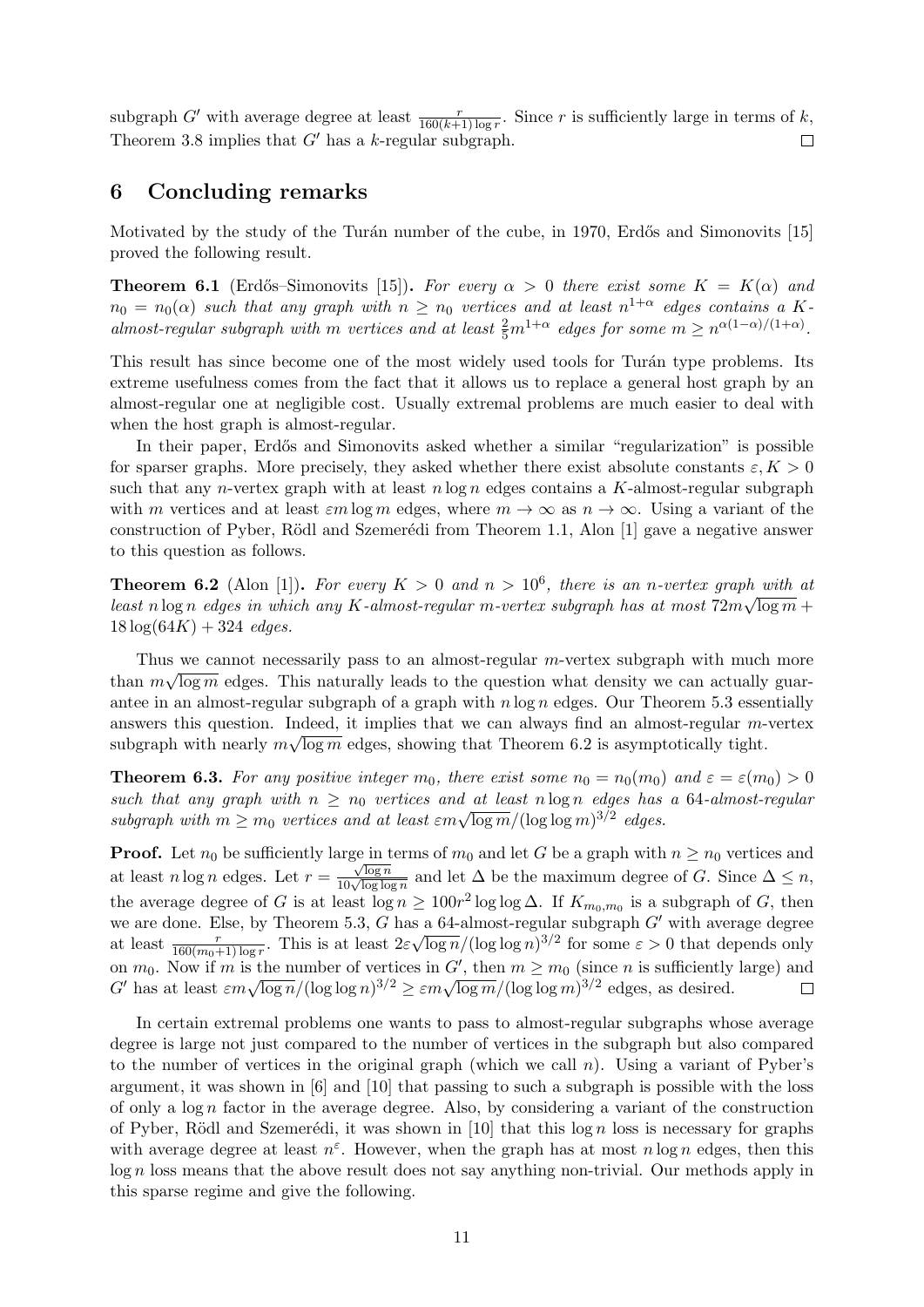subgraph $G'$ with average degree at least $\frac{r}{160(k+1)\log r}$. Since $r$ is sufficiently large in terms of $k$, Theorem 3.8 implies that $G'$ has a $k$-regular subgraph. $\square$

## 6 Concluding remarks

Motivated by the study of the Turán number of the cube, in 1970, Erdős and Simonovits [15] proved the following result.

**Theorem 6.1** (Erdős–Simonovits [15])**.** *For every $\alpha > 0$ there exist some $K = K(\alpha)$ and $n_0 = n_0(\alpha)$ such that any graph with $n \geq n_0$ vertices and at least $n^{1+\alpha}$ edges contains a $K$-almost-regular subgraph with $m$ vertices and at least $\frac{2}{5}m^{1+\alpha}$ edges for some $m \geq n^{\alpha(1-\alpha)/(1+\alpha)}$.*

This result has since become one of the most widely used tools for Turán type problems. Its extreme usefulness comes from the fact that it allows us to replace a general host graph by an almost-regular one at negligible cost. Usually extremal problems are much easier to deal with when the host graph is almost-regular.

In their paper, Erdős and Simonovits asked whether a similar "regularization" is possible for sparser graphs. More precisely, they asked whether there exist absolute constants $\varepsilon, K > 0$ such that any $n$-vertex graph with at least $n \log n$ edges contains a $K$-almost-regular subgraph with $m$ vertices and at least $\varepsilon m \log m$ edges, where $m \to \infty$ as $n \to \infty$. Using a variant of the construction of Pyber, Rödl and Szemerédi from Theorem 1.1, Alon [1] gave a negative answer to this question as follows.

**Theorem 6.2** (Alon [1])**.** *For every $K > 0$ and $n > 10^6$, there is an $n$-vertex graph with at least $n \log n$ edges in which any $K$-almost-regular $m$-vertex subgraph has at most $72m\sqrt{\log m} + 18\log(64K) + 324$ edges.*

Thus we cannot necessarily pass to an almost-regular $m$-vertex subgraph with much more than $m\sqrt{\log m}$ edges. This naturally leads to the question what density we can actually guarantee in an almost-regular subgraph of a graph with $n \log n$ edges. Our Theorem 5.3 essentially answers this question. Indeed, it implies that we can always find an almost-regular $m$-vertex subgraph with nearly $m\sqrt{\log m}$ edges, showing that Theorem 6.2 is asymptotically tight.

**Theorem 6.3.** *For any positive integer $m_0$, there exist some $n_0 = n_0(m_0)$ and $\varepsilon = \varepsilon(m_0) > 0$ such that any graph with $n \geq n_0$ vertices and at least $n \log n$ edges has a 64-almost-regular subgraph with $m \geq m_0$ vertices and at least $\varepsilon m\sqrt{\log m}/(\log\log m)^{3/2}$ edges.*

**Proof.** Let $n_0$ be sufficiently large in terms of $m_0$ and let $G$ be a graph with $n \geq n_0$ vertices and at least $n \log n$ edges. Let $r = \frac{\sqrt{\log n}}{10\sqrt{\log\log n}}$ and let $\Delta$ be the maximum degree of $G$. Since $\Delta \leq n$, the average degree of $G$ is at least $\log n \geq 100r^2 \log\log\Delta$. If $K_{m_0,m_0}$ is a subgraph of $G$, then we are done. Else, by Theorem 5.3, $G$ has a 64-almost-regular subgraph $G'$ with average degree at least $\frac{r}{160(m_0+1)\log r}$. This is at least $2\varepsilon\sqrt{\log n}/(\log\log n)^{3/2}$ for some $\varepsilon > 0$ that depends only on $m_0$. Now if $m$ is the number of vertices in $G'$, then $m \geq m_0$ (since $n$ is sufficiently large) and $G'$ has at least $\varepsilon m\sqrt{\log n}/(\log\log n)^{3/2} \geq \varepsilon m\sqrt{\log m}/(\log\log m)^{3/2}$ edges, as desired. $\square$

In certain extremal problems one wants to pass to almost-regular subgraphs whose average degree is large not just compared to the number of vertices in the subgraph but also compared to the number of vertices in the original graph (which we call $n$). Using a variant of Pyber's argument, it was shown in [6] and [10] that passing to such a subgraph is possible with the loss of only a $\log n$ factor in the average degree. Also, by considering a variant of the construction of Pyber, Rödl and Szemerédi, it was shown in [10] that this $\log n$ loss is necessary for graphs with average degree at least $n^{\varepsilon}$. However, when the graph has at most $n \log n$ edges, then this $\log n$ loss means that the above result does not say anything non-trivial. Our methods apply in this sparse regime and give the following.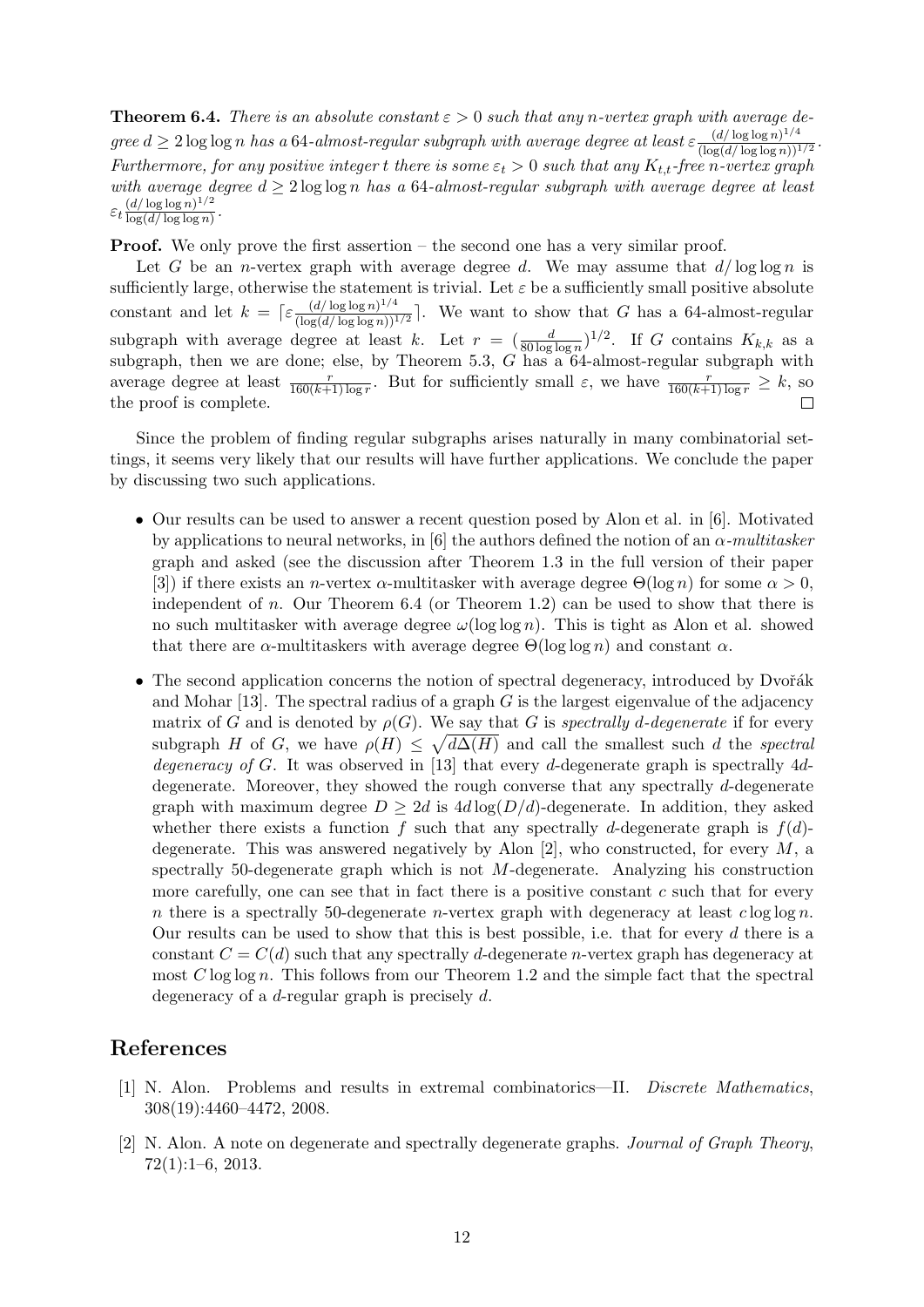**Theorem 6.4.** *There is an absolute constant $\varepsilon > 0$ such that any $n$-vertex graph with average degree $d \geq 2\log\log n$ has a 64-almost-regular subgraph with average degree at least $\varepsilon \frac{(d/\log\log n)^{1/4}}{(\log(d/\log\log n))^{1/2}}$. Furthermore, for any positive integer $t$ there is some $\varepsilon_t > 0$ such that any $K_{t,t}$-free $n$-vertex graph with average degree $d \geq 2\log\log n$ has a 64-almost-regular subgraph with average degree at least $\varepsilon_t \frac{(d/\log\log n)^{1/2}}{\log(d/\log\log n)}$.*

**Proof.** We only prove the first assertion – the second one has a very similar proof.

Let $G$ be an $n$-vertex graph with average degree $d$. We may assume that $d/\log\log n$ is sufficiently large, otherwise the statement is trivial. Let $\varepsilon$ be a sufficiently small positive absolute constant and let $k = \lceil \varepsilon \frac{(d/\log\log n)^{1/4}}{(\log(d/\log\log n))^{1/2}} \rceil$. We want to show that $G$ has a 64-almost-regular subgraph with average degree at least $k$. Let $r = (\frac{d}{80\log\log n})^{1/2}$. If $G$ contains $K_{k,k}$ as a subgraph, then we are done; else, by Theorem 5.3, $G$ has a 64-almost-regular subgraph with average degree at least $\frac{r}{160(k+1)\log r}$. But for sufficiently small $\varepsilon$, we have $\frac{r}{160(k+1)\log r} \geq k$, so the proof is complete. $\square$

Since the problem of finding regular subgraphs arises naturally in many combinatorial settings, it seems very likely that our results will have further applications. We conclude the paper by discussing two such applications.

- Our results can be used to answer a recent question posed by Alon et al. in [6]. Motivated by applications to neural networks, in [6] the authors defined the notion of an $\alpha$-*multitasker* graph and asked (see the discussion after Theorem 1.3 in the full version of their paper [3]) if there exists an $n$-vertex $\alpha$-multitasker with average degree $\Theta(\log n)$ for some $\alpha > 0$, independent of $n$. Our Theorem 6.4 (or Theorem 1.2) can be used to show that there is no such multitasker with average degree $\omega(\log\log n)$. This is tight as Alon et al. showed that there are $\alpha$-multitaskers with average degree $\Theta(\log\log n)$ and constant $\alpha$.
- The second application concerns the notion of spectral degeneracy, introduced by Dvořák and Mohar [13]. The spectral radius of a graph $G$ is the largest eigenvalue of the adjacency matrix of $G$ and is denoted by $\rho(G)$. We say that $G$ is *spectrally d-degenerate* if for every subgraph $H$ of $G$, we have $\rho(H) \leq \sqrt{d\Delta(H)}$ and call the smallest such $d$ the *spectral degeneracy of* $G$. It was observed in [13] that every $d$-degenerate graph is spectrally $4d$-degenerate. Moreover, they showed the rough converse that any spectrally $d$-degenerate graph with maximum degree $D \geq 2d$ is $4d\log(D/d)$-degenerate. In addition, they asked whether there exists a function $f$ such that any spectrally $d$-degenerate graph is $f(d)$-degenerate. This was answered negatively by Alon [2], who constructed, for every $M$, a spectrally 50-degenerate graph which is not $M$-degenerate. Analyzing his construction more carefully, one can see that in fact there is a positive constant $c$ such that for every $n$ there is a spectrally 50-degenerate $n$-vertex graph with degeneracy at least $c\log\log n$. Our results can be used to show that this is best possible, i.e. that for every $d$ there is a constant $C = C(d)$ such that any spectrally $d$-degenerate $n$-vertex graph has degeneracy at most $C\log\log n$. This follows from our Theorem 1.2 and the simple fact that the spectral degeneracy of a $d$-regular graph is precisely $d$.

## References

[1] N. Alon. Problems and results in extremal combinatorics—II. *Discrete Mathematics*, 308(19):4460–4472, 2008.

[2] N. Alon. A note on degenerate and spectrally degenerate graphs. *Journal of Graph Theory*, 72(1):1–6, 2013.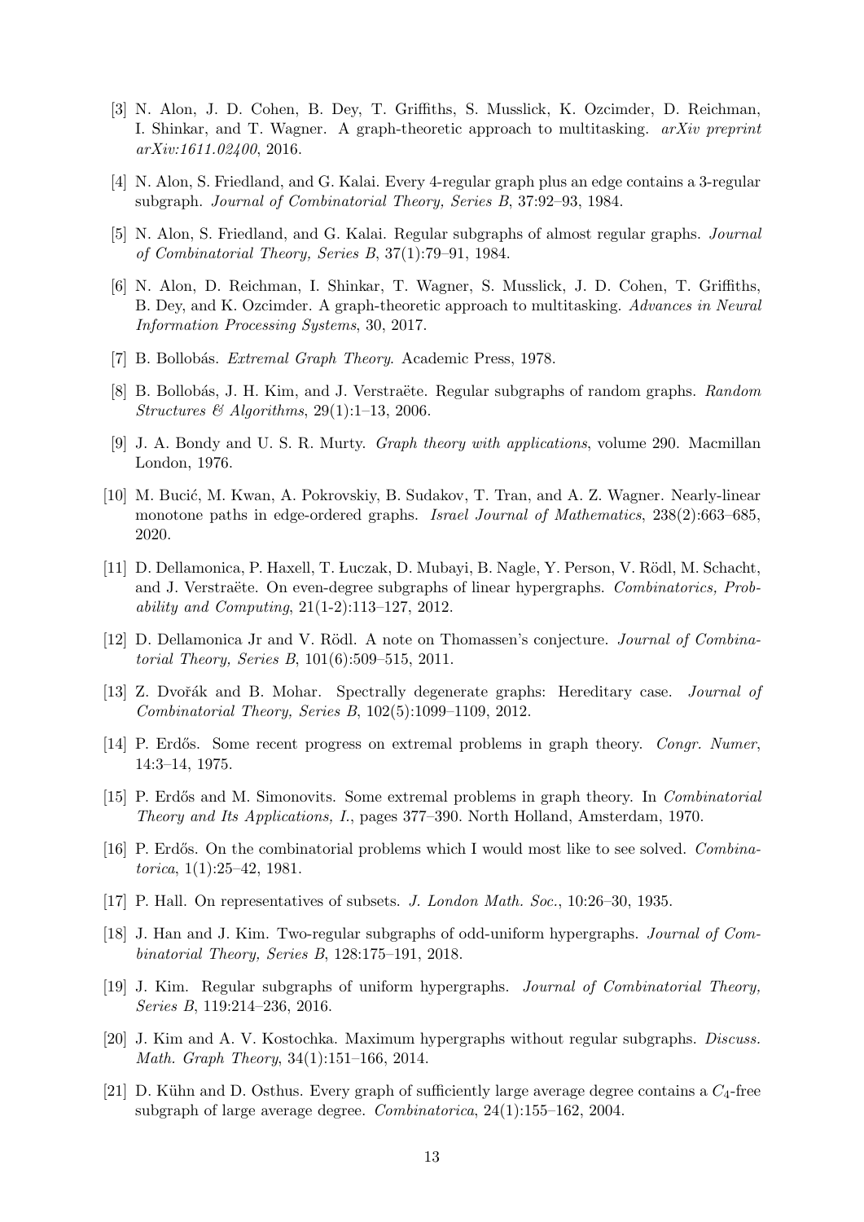[3] N. Alon, J. D. Cohen, B. Dey, T. Griffiths, S. Musslick, K. Ozcimder, D. Reichman, I. Shinkar, and T. Wagner. A graph-theoretic approach to multitasking. *arXiv preprint arXiv:1611.02400*, 2016.

[4] N. Alon, S. Friedland, and G. Kalai. Every 4-regular graph plus an edge contains a 3-regular subgraph. *Journal of Combinatorial Theory, Series B*, 37:92–93, 1984.

[5] N. Alon, S. Friedland, and G. Kalai. Regular subgraphs of almost regular graphs. *Journal of Combinatorial Theory, Series B*, 37(1):79–91, 1984.

[6] N. Alon, D. Reichman, I. Shinkar, T. Wagner, S. Musslick, J. D. Cohen, T. Griffiths, B. Dey, and K. Ozcimder. A graph-theoretic approach to multitasking. *Advances in Neural Information Processing Systems*, 30, 2017.

[7] B. Bollobás. *Extremal Graph Theory*. Academic Press, 1978.

[8] B. Bollobás, J. H. Kim, and J. Verstraëte. Regular subgraphs of random graphs. *Random Structures & Algorithms*, 29(1):1–13, 2006.

[9] J. A. Bondy and U. S. R. Murty. *Graph theory with applications*, volume 290. Macmillan London, 1976.

[10] M. Bucić, M. Kwan, A. Pokrovskiy, B. Sudakov, T. Tran, and A. Z. Wagner. Nearly-linear monotone paths in edge-ordered graphs. *Israel Journal of Mathematics*, 238(2):663–685, 2020.

[11] D. Dellamonica, P. Haxell, T. Łuczak, D. Mubayi, B. Nagle, Y. Person, V. Rödl, M. Schacht, and J. Verstraëte. On even-degree subgraphs of linear hypergraphs. *Combinatorics, Probability and Computing*, 21(1-2):113–127, 2012.

[12] D. Dellamonica Jr and V. Rödl. A note on Thomassen's conjecture. *Journal of Combinatorial Theory, Series B*, 101(6):509–515, 2011.

[13] Z. Dvořák and B. Mohar. Spectrally degenerate graphs: Hereditary case. *Journal of Combinatorial Theory, Series B*, 102(5):1099–1109, 2012.

[14] P. Erdős. Some recent progress on extremal problems in graph theory. *Congr. Numer*, 14:3–14, 1975.

[15] P. Erdős and M. Simonovits. Some extremal problems in graph theory. In *Combinatorial Theory and Its Applications, I.*, pages 377–390. North Holland, Amsterdam, 1970.

[16] P. Erdős. On the combinatorial problems which I would most like to see solved. *Combinatorica*, 1(1):25–42, 1981.

[17] P. Hall. On representatives of subsets. *J. London Math. Soc.*, 10:26–30, 1935.

[18] J. Han and J. Kim. Two-regular subgraphs of odd-uniform hypergraphs. *Journal of Combinatorial Theory, Series B*, 128:175–191, 2018.

[19] J. Kim. Regular subgraphs of uniform hypergraphs. *Journal of Combinatorial Theory, Series B*, 119:214–236, 2016.

[20] J. Kim and A. V. Kostochka. Maximum hypergraphs without regular subgraphs. *Discuss. Math. Graph Theory*, 34(1):151–166, 2014.

[21] D. Kühn and D. Osthus. Every graph of sufficiently large average degree contains a $C_4$-free subgraph of large average degree. *Combinatorica*, 24(1):155–162, 2004.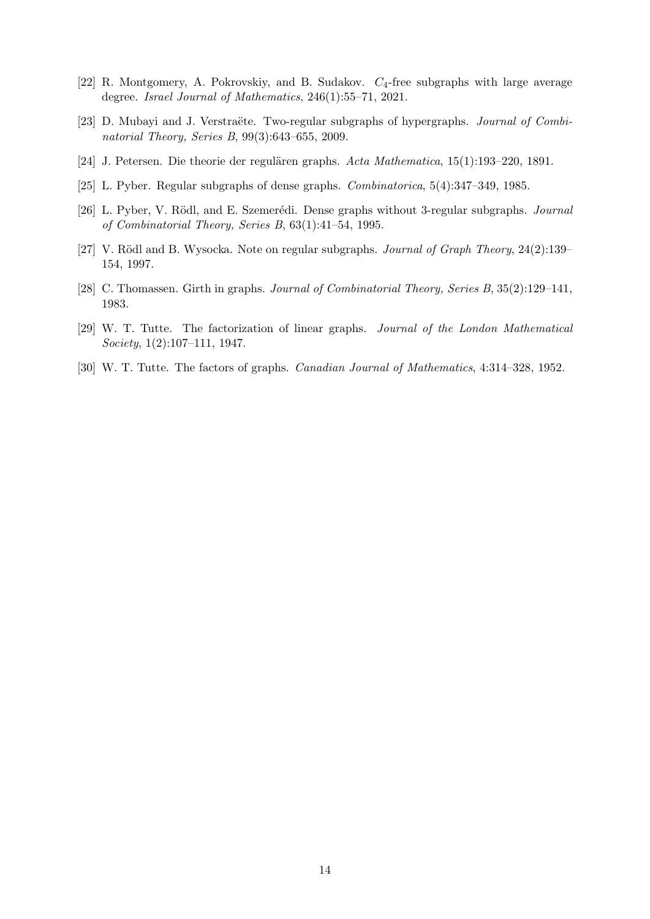[22] R. Montgomery, A. Pokrovskiy, and B. Sudakov. $C_4$-free subgraphs with large average degree. *Israel Journal of Mathematics*, 246(1):55–71, 2021.

[23] D. Mubayi and J. Verstraëte. Two-regular subgraphs of hypergraphs. *Journal of Combinatorial Theory, Series B*, 99(3):643–655, 2009.

[24] J. Petersen. Die theorie der regulären graphs. *Acta Mathematica*, 15(1):193–220, 1891.

[25] L. Pyber. Regular subgraphs of dense graphs. *Combinatorica*, 5(4):347–349, 1985.

[26] L. Pyber, V. Rödl, and E. Szemerédi. Dense graphs without 3-regular subgraphs. *Journal of Combinatorial Theory, Series B*, 63(1):41–54, 1995.

[27] V. Rödl and B. Wysocka. Note on regular subgraphs. *Journal of Graph Theory*, 24(2):139–154, 1997.

[28] C. Thomassen. Girth in graphs. *Journal of Combinatorial Theory, Series B*, 35(2):129–141, 1983.

[29] W. T. Tutte. The factorization of linear graphs. *Journal of the London Mathematical Society*, 1(2):107–111, 1947.

[30] W. T. Tutte. The factors of graphs. *Canadian Journal of Mathematics*, 4:314–328, 1952.